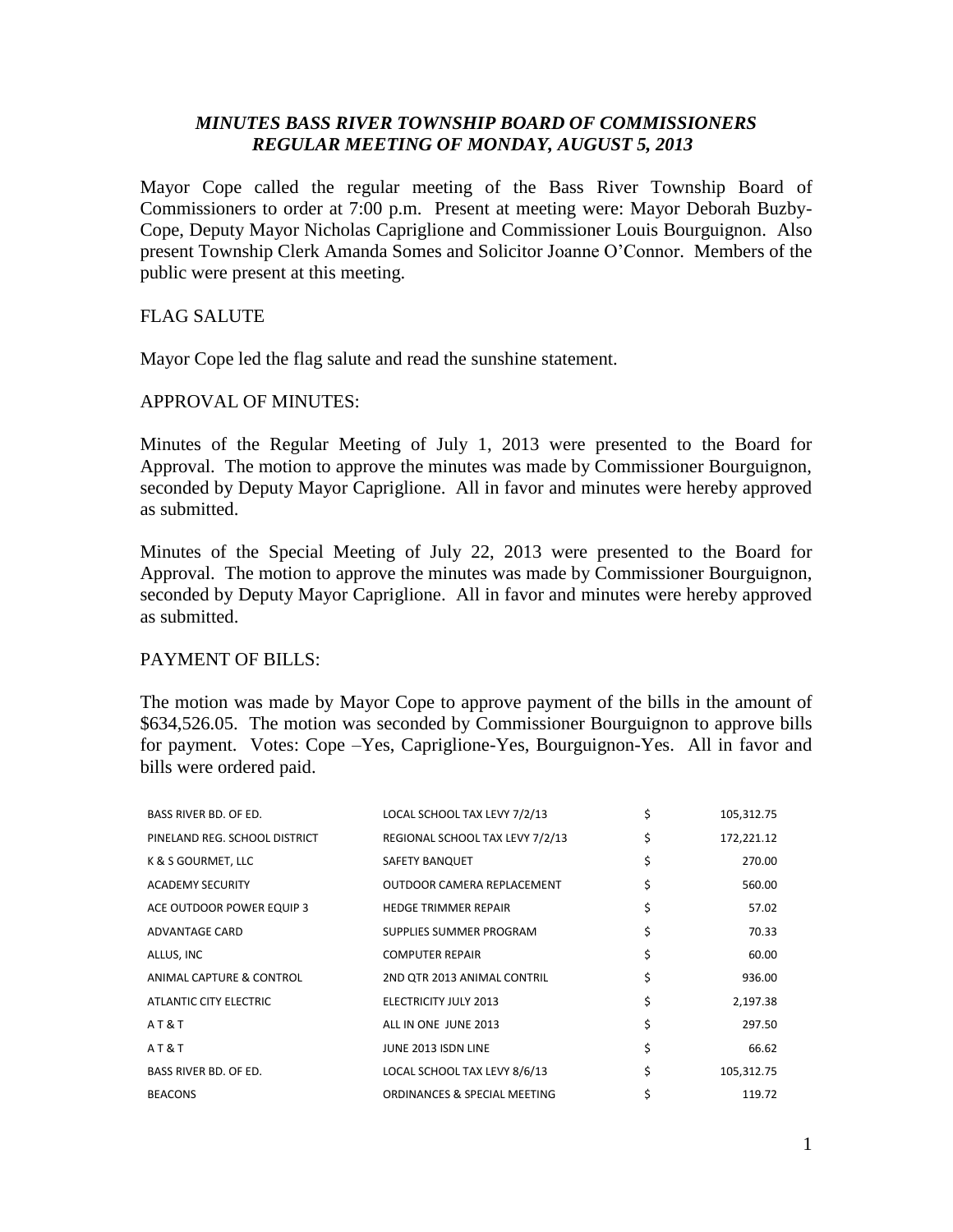# *MINUTES BASS RIVER TOWNSHIP BOARD OF COMMISSIONERS*
## *REGULAR MEETING OF MONDAY, AUGUST 5, 2013*

Mayor Cope called the regular meeting of the Bass River Township Board of Commissioners to order at 7:00 p.m. Present at meeting were: Mayor Deborah Buzby-Cope, Deputy Mayor Nicholas Capriglione and Commissioner Louis Bourguignon. Also present Township Clerk Amanda Somes and Solicitor Joanne O'Connor. Members of the public were present at this meeting.

FLAG SALUTE

Mayor Cope led the flag salute and read the sunshine statement.

APPROVAL OF MINUTES:

Minutes of the Regular Meeting of July 1, 2013 were presented to the Board for Approval. The motion to approve the minutes was made by Commissioner Bourguignon, seconded by Deputy Mayor Capriglione. All in favor and minutes were hereby approved as submitted.

Minutes of the Special Meeting of July 22, 2013 were presented to the Board for Approval. The motion to approve the minutes was made by Commissioner Bourguignon, seconded by Deputy Mayor Capriglione. All in favor and minutes were hereby approved as submitted.

PAYMENT OF BILLS:

The motion was made by Mayor Cope to approve payment of the bills in the amount of $634,526.05. The motion was seconded by Commissioner Bourguignon to approve bills for payment. Votes: Cope –Yes, Capriglione-Yes, Bourguignon-Yes. All in favor and bills were ordered paid.

| | | | |
|---|---|---|---|
| BASS RIVER BD. OF ED. | LOCAL SCHOOL TAX LEVY 7/2/13 | $ | 105,312.75 |
| PINELAND REG. SCHOOL DISTRICT | REGIONAL SCHOOL TAX LEVY 7/2/13 | $ | 172,221.12 |
| K & S GOURMET, LLC | SAFETY BANQUET | $ | 270.00 |
| ACADEMY SECURITY | OUTDOOR CAMERA REPLACEMENT | $ | 560.00 |
| ACE OUTDOOR POWER EQUIP 3 | HEDGE TRIMMER REPAIR | $ | 57.02 |
| ADVANTAGE CARD | SUPPLIES SUMMER PROGRAM | $ | 70.33 |
| ALLUS, INC | COMPUTER REPAIR | $ | 60.00 |
| ANIMAL CAPTURE & CONTROL | 2ND QTR 2013 ANIMAL CONTRIL | $ | 936.00 |
| ATLANTIC CITY ELECTRIC | ELECTRICITY JULY 2013 | $ | 2,197.38 |
| A T & T | ALL IN ONE JUNE 2013 | $ | 297.50 |
| A T & T | JUNE 2013 ISDN LINE | $ | 66.62 |
| BASS RIVER BD. OF ED. | LOCAL SCHOOL TAX LEVY 8/6/13 | $ | 105,312.75 |
| BEACONS | ORDINANCES & SPECIAL MEETING | $ | 119.72 |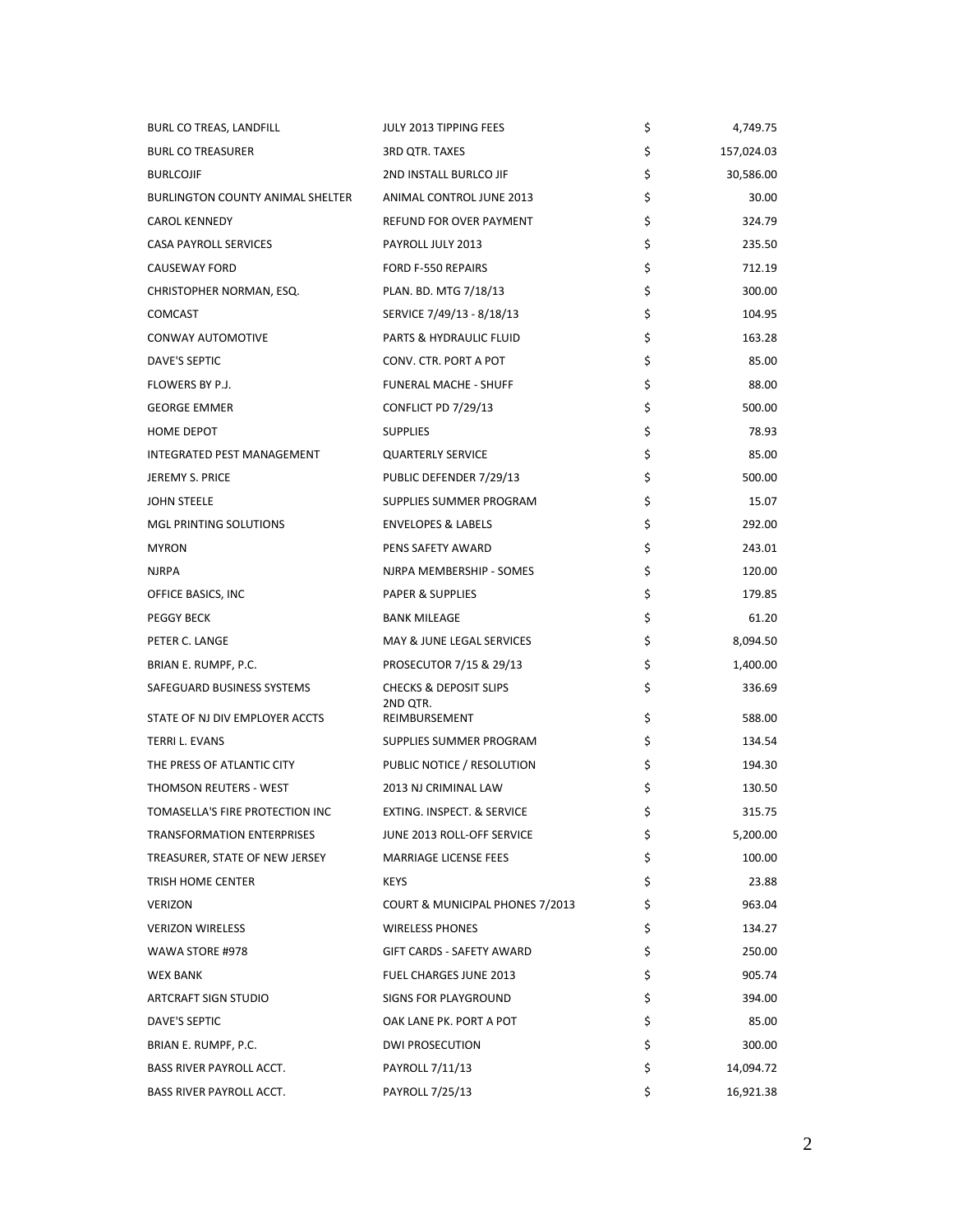| | | | |
|---|---|---|---|
| BURL CO TREAS, LANDFILL | JULY 2013 TIPPING FEES | $ | 4,749.75 |
| BURL CO TREASURER | 3RD QTR. TAXES | $ | 157,024.03 |
| BURLCOJIF | 2ND INSTALL BURLCO JIF | $ | 30,586.00 |
| BURLINGTON COUNTY ANIMAL SHELTER | ANIMAL CONTROL JUNE 2013 | $ | 30.00 |
| CAROL KENNEDY | REFUND FOR OVER PAYMENT | $ | 324.79 |
| CASA PAYROLL SERVICES | PAYROLL JULY 2013 | $ | 235.50 |
| CAUSEWAY FORD | FORD F-550 REPAIRS | $ | 712.19 |
| CHRISTOPHER NORMAN, ESQ. | PLAN. BD. MTG 7/18/13 | $ | 300.00 |
| COMCAST | SERVICE 7/49/13 - 8/18/13 | $ | 104.95 |
| CONWAY AUTOMOTIVE | PARTS & HYDRAULIC FLUID | $ | 163.28 |
| DAVE'S SEPTIC | CONV. CTR. PORT A POT | $ | 85.00 |
| FLOWERS BY P.J. | FUNERAL MACHE - SHUFF | $ | 88.00 |
| GEORGE EMMER | CONFLICT PD 7/29/13 | $ | 500.00 |
| HOME DEPOT | SUPPLIES | $ | 78.93 |
| INTEGRATED PEST MANAGEMENT | QUARTERLY SERVICE | $ | 85.00 |
| JEREMY S. PRICE | PUBLIC DEFENDER 7/29/13 | $ | 500.00 |
| JOHN STEELE | SUPPLIES SUMMER PROGRAM | $ | 15.07 |
| MGL PRINTING SOLUTIONS | ENVELOPES & LABELS | $ | 292.00 |
| MYRON | PENS SAFETY AWARD | $ | 243.01 |
| NJRPA | NJRPA MEMBERSHIP - SOMES | $ | 120.00 |
| OFFICE BASICS, INC | PAPER & SUPPLIES | $ | 179.85 |
| PEGGY BECK | BANK MILEAGE | $ | 61.20 |
| PETER C. LANGE | MAY & JUNE LEGAL SERVICES | $ | 8,094.50 |
| BRIAN E. RUMPF, P.C. | PROSECUTOR 7/15 & 29/13 | $ | 1,400.00 |
| SAFEGUARD BUSINESS SYSTEMS | CHECKS & DEPOSIT SLIPS | $ | 336.69 |
| STATE OF NJ DIV EMPLOYER ACCTS | 2ND QTR. REIMBURSEMENT | $ | 588.00 |
| TERRI L. EVANS | SUPPLIES SUMMER PROGRAM | $ | 134.54 |
| THE PRESS OF ATLANTIC CITY | PUBLIC NOTICE / RESOLUTION | $ | 194.30 |
| THOMSON REUTERS - WEST | 2013 NJ CRIMINAL LAW | $ | 130.50 |
| TOMASELLA'S FIRE PROTECTION INC | EXTING. INSPECT. & SERVICE | $ | 315.75 |
| TRANSFORMATION ENTERPRISES | JUNE 2013 ROLL-OFF SERVICE | $ | 5,200.00 |
| TREASURER, STATE OF NEW JERSEY | MARRIAGE LICENSE FEES | $ | 100.00 |
| TRISH HOME CENTER | KEYS | $ | 23.88 |
| VERIZON | COURT & MUNICIPAL PHONES 7/2013 | $ | 963.04 |
| VERIZON WIRELESS | WIRELESS PHONES | $ | 134.27 |
| WAWA STORE #978 | GIFT CARDS - SAFETY AWARD | $ | 250.00 |
| WEX BANK | FUEL CHARGES JUNE 2013 | $ | 905.74 |
| ARTCRAFT SIGN STUDIO | SIGNS FOR PLAYGROUND | $ | 394.00 |
| DAVE'S SEPTIC | OAK LANE PK. PORT A POT | $ | 85.00 |
| BRIAN E. RUMPF, P.C. | DWI PROSECUTION | $ | 300.00 |
| BASS RIVER PAYROLL ACCT. | PAYROLL 7/11/13 | $ | 14,094.72 |
| BASS RIVER PAYROLL ACCT. | PAYROLL 7/25/13 | $ | 16,921.38 |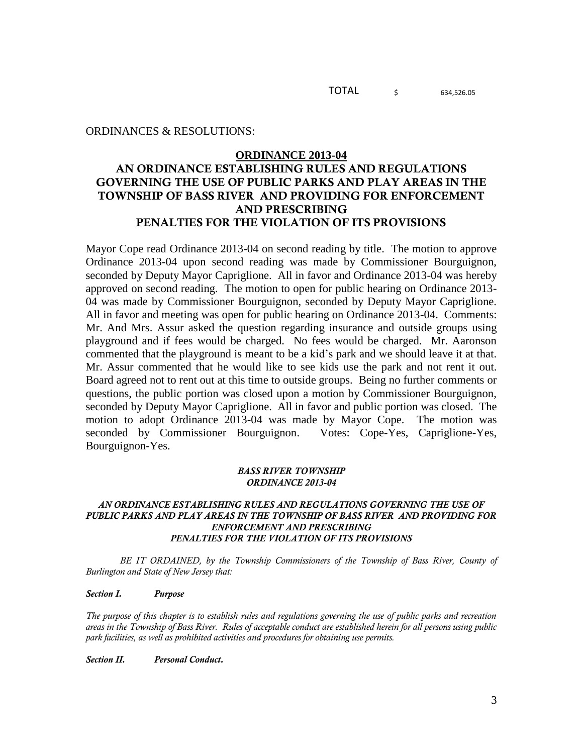TOTAL $ 634,526.05

ORDINANCES & RESOLUTIONS:

## ORDINANCE 2013-04

## AN ORDINANCE ESTABLISHING RULES AND REGULATIONS GOVERNING THE USE OF PUBLIC PARKS AND PLAY AREAS IN THE TOWNSHIP OF BASS RIVER AND PROVIDING FOR ENFORCEMENT AND PRESCRIBING PENALTIES FOR THE VIOLATION OF ITS PROVISIONS

Mayor Cope read Ordinance 2013-04 on second reading by title. The motion to approve Ordinance 2013-04 upon second reading was made by Commissioner Bourguignon, seconded by Deputy Mayor Capriglione. All in favor and Ordinance 2013-04 was hereby approved on second reading. The motion to open for public hearing on Ordinance 2013-04 was made by Commissioner Bourguignon, seconded by Deputy Mayor Capriglione. All in favor and meeting was open for public hearing on Ordinance 2013-04. Comments: Mr. And Mrs. Assur asked the question regarding insurance and outside groups using playground and if fees would be charged. No fees would be charged. Mr. Aaronson commented that the playground is meant to be a kid's park and we should leave it at that. Mr. Assur commented that he would like to see kids use the park and not rent it out. Board agreed not to rent out at this time to outside groups. Being no further comments or questions, the public portion was closed upon a motion by Commissioner Bourguignon, seconded by Deputy Mayor Capriglione. All in favor and public portion was closed. The motion to adopt Ordinance 2013-04 was made by Mayor Cope. The motion was seconded by Commissioner Bourguignon. Votes: Cope-Yes, Capriglione-Yes, Bourguignon-Yes.

***BASS RIVER TOWNSHIP***
***ORDINANCE 2013-04***

***AN ORDINANCE ESTABLISHING RULES AND REGULATIONS GOVERNING THE USE OF PUBLIC PARKS AND PLAY AREAS IN THE TOWNSHIP OF BASS RIVER AND PROVIDING FOR ENFORCEMENT AND PRESCRIBING PENALTIES FOR THE VIOLATION OF ITS PROVISIONS***

*BE IT ORDAINED, by the Township Commissioners of the Township of Bass River, County of Burlington and State of New Jersey that:*

***Section I. Purpose***

*The purpose of this chapter is to establish rules and regulations governing the use of public parks and recreation areas in the Township of Bass River. Rules of acceptable conduct are established herein for all persons using public park facilities, as well as prohibited activities and procedures for obtaining use permits.*

***Section II. Personal Conduct.***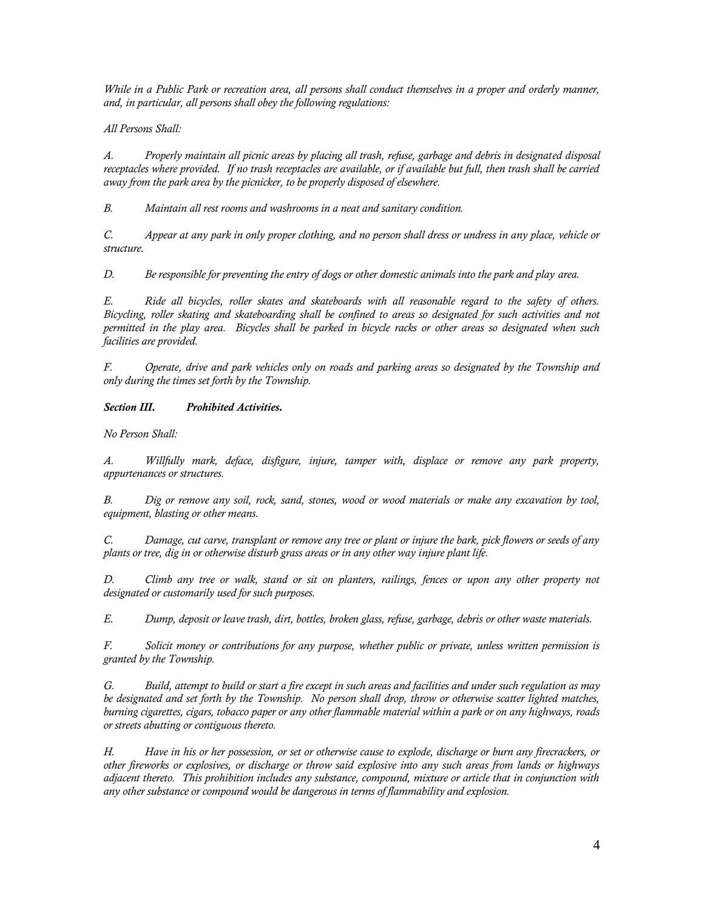*While in a Public Park or recreation area, all persons shall conduct themselves in a proper and orderly manner, and, in particular, all persons shall obey the following regulations:*

*All Persons Shall:*

*A. Properly maintain all picnic areas by placing all trash, refuse, garbage and debris in designated disposal receptacles where provided. If no trash receptacles are available, or if available but full, then trash shall be carried away from the park area by the picnicker, to be properly disposed of elsewhere.*

*B. Maintain all rest rooms and washrooms in a neat and sanitary condition.*

*C. Appear at any park in only proper clothing, and no person shall dress or undress in any place, vehicle or structure.*

*D. Be responsible for preventing the entry of dogs or other domestic animals into the park and play area.*

*E. Ride all bicycles, roller skates and skateboards with all reasonable regard to the safety of others. Bicycling, roller skating and skateboarding shall be confined to areas so designated for such activities and not permitted in the play area. Bicycles shall be parked in bicycle racks or other areas so designated when such facilities are provided.*

*F. Operate, drive and park vehicles only on roads and parking areas so designated by the Township and only during the times set forth by the Township.*

***Section III. Prohibited Activities.***

*No Person Shall:*

*A. Willfully mark, deface, disfigure, injure, tamper with, displace or remove any park property, appurtenances or structures.*

*B. Dig or remove any soil, rock, sand, stones, wood or wood materials or make any excavation by tool, equipment, blasting or other means.*

*C. Damage, cut carve, transplant or remove any tree or plant or injure the bark, pick flowers or seeds of any plants or tree, dig in or otherwise disturb grass areas or in any other way injure plant life.*

*D. Climb any tree or walk, stand or sit on planters, railings, fences or upon any other property not designated or customarily used for such purposes.*

*E. Dump, deposit or leave trash, dirt, bottles, broken glass, refuse, garbage, debris or other waste materials.*

*F. Solicit money or contributions for any purpose, whether public or private, unless written permission is granted by the Township.*

*G. Build, attempt to build or start a fire except in such areas and facilities and under such regulation as may be designated and set forth by the Township. No person shall drop, throw or otherwise scatter lighted matches, burning cigarettes, cigars, tobacco paper or any other flammable material within a park or on any highways, roads or streets abutting or contiguous thereto.*

*H. Have in his or her possession, or set or otherwise cause to explode, discharge or burn any firecrackers, or other fireworks or explosives, or discharge or throw said explosive into any such areas from lands or highways adjacent thereto. This prohibition includes any substance, compound, mixture or article that in conjunction with any other substance or compound would be dangerous in terms of flammability and explosion.*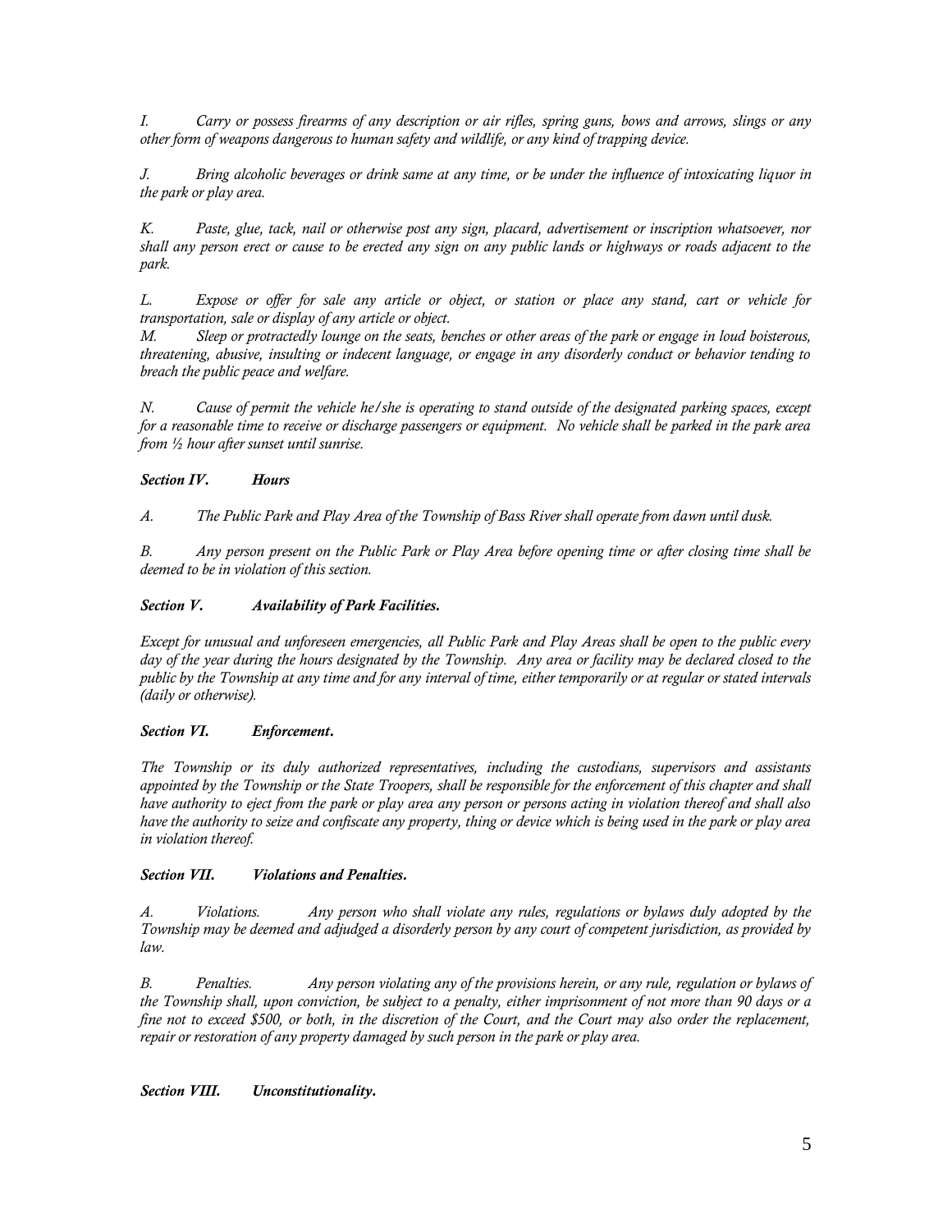*I. Carry or possess firearms of any description or air rifles, spring guns, bows and arrows, slings or any other form of weapons dangerous to human safety and wildlife, or any kind of trapping device.*

*J. Bring alcoholic beverages or drink same at any time, or be under the influence of intoxicating liquor in the park or play area.*

*K. Paste, glue, tack, nail or otherwise post any sign, placard, advertisement or inscription whatsoever, nor shall any person erect or cause to be erected any sign on any public lands or highways or roads adjacent to the park.*

*L. Expose or offer for sale any article or object, or station or place any stand, cart or vehicle for transportation, sale or display of any article or object.*

*M. Sleep or protractedly lounge on the seats, benches or other areas of the park or engage in loud boisterous, threatening, abusive, insulting or indecent language, or engage in any disorderly conduct or behavior tending to breach the public peace and welfare.*

*N. Cause of permit the vehicle he/she is operating to stand outside of the designated parking spaces, except for a reasonable time to receive or discharge passengers or equipment. No vehicle shall be parked in the park area from ½ hour after sunset until sunrise.*

***Section IV. Hours***

*A. The Public Park and Play Area of the Township of Bass River shall operate from dawn until dusk.*

*B. Any person present on the Public Park or Play Area before opening time or after closing time shall be deemed to be in violation of this section.*

***Section V. Availability of Park Facilities.***

*Except for unusual and unforeseen emergencies, all Public Park and Play Areas shall be open to the public every day of the year during the hours designated by the Township. Any area or facility may be declared closed to the public by the Township at any time and for any interval of time, either temporarily or at regular or stated intervals (daily or otherwise).*

***Section VI. Enforcement.***

*The Township or its duly authorized representatives, including the custodians, supervisors and assistants appointed by the Township or the State Troopers, shall be responsible for the enforcement of this chapter and shall have authority to eject from the park or play area any person or persons acting in violation thereof and shall also have the authority to seize and confiscate any property, thing or device which is being used in the park or play area in violation thereof.*

***Section VII. Violations and Penalties.***

*A. Violations. Any person who shall violate any rules, regulations or bylaws duly adopted by the Township may be deemed and adjudged a disorderly person by any court of competent jurisdiction, as provided by law.*

*B. Penalties. Any person violating any of the provisions herein, or any rule, regulation or bylaws of the Township shall, upon conviction, be subject to a penalty, either imprisonment of not more than 90 days or a fine not to exceed $500, or both, in the discretion of the Court, and the Court may also order the replacement, repair or restoration of any property damaged by such person in the park or play area.*

***Section VIII. Unconstitutionality.***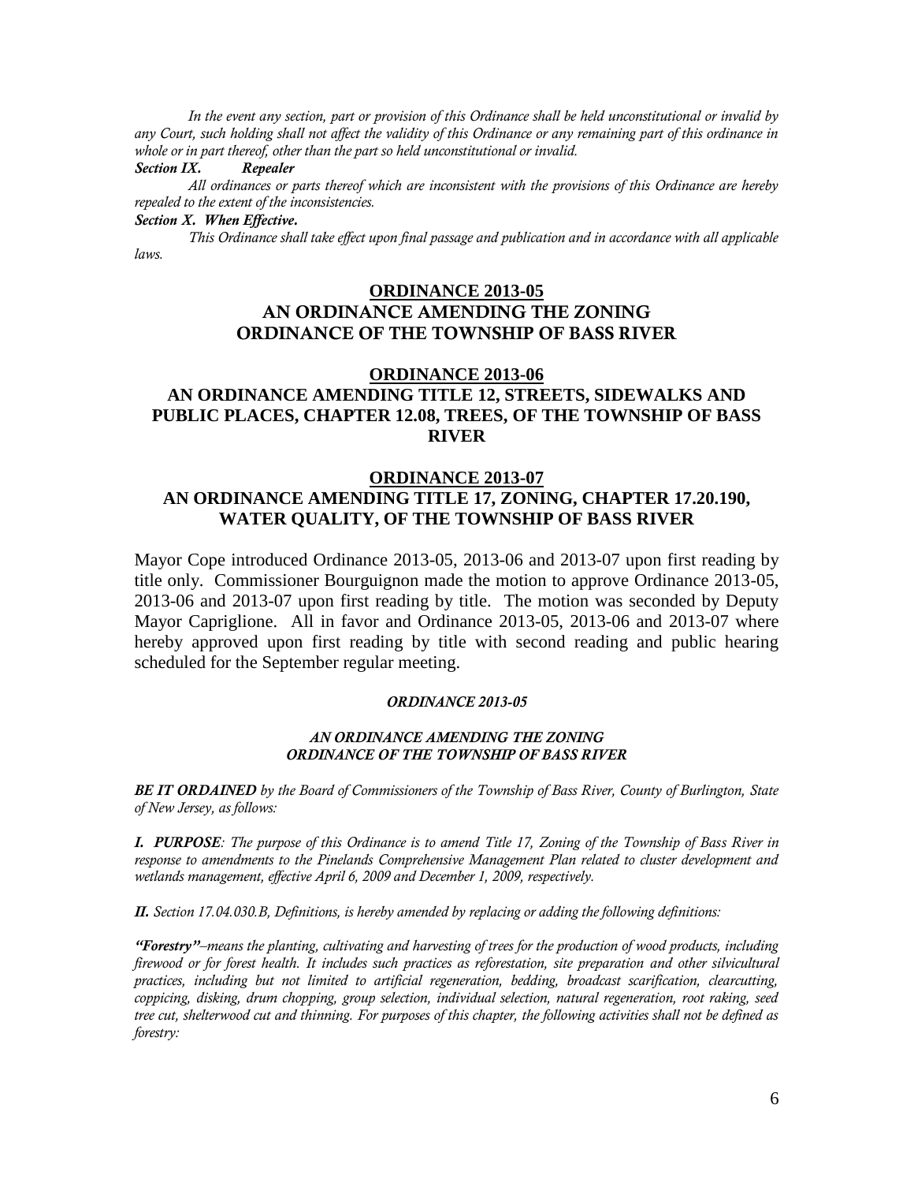*In the event any section, part or provision of this Ordinance shall be held unconstitutional or invalid by any Court, such holding shall not affect the validity of this Ordinance or any remaining part of this ordinance in whole or in part thereof, other than the part so held unconstitutional or invalid.*

***Section IX. Repealer***

*All ordinances or parts thereof which are inconsistent with the provisions of this Ordinance are hereby repealed to the extent of the inconsistencies.*

***Section X. When Effective.***

*This Ordinance shall take effect upon final passage and publication and in accordance with all applicable laws.*

## ORDINANCE 2013-05
## AN ORDINANCE AMENDING THE ZONING ORDINANCE OF THE TOWNSHIP OF BASS RIVER

## ORDINANCE 2013-06
## AN ORDINANCE AMENDING TITLE 12, STREETS, SIDEWALKS AND PUBLIC PLACES, CHAPTER 12.08, TREES, OF THE TOWNSHIP OF BASS RIVER

## ORDINANCE 2013-07
## AN ORDINANCE AMENDING TITLE 17, ZONING, CHAPTER 17.20.190, WATER QUALITY, OF THE TOWNSHIP OF BASS RIVER

Mayor Cope introduced Ordinance 2013-05, 2013-06 and 2013-07 upon first reading by title only. Commissioner Bourguignon made the motion to approve Ordinance 2013-05, 2013-06 and 2013-07 upon first reading by title. The motion was seconded by Deputy Mayor Capriglione. All in favor and Ordinance 2013-05, 2013-06 and 2013-07 where hereby approved upon first reading by title with second reading and public hearing scheduled for the September regular meeting.

***ORDINANCE 2013-05***

***AN ORDINANCE AMENDING THE ZONING ORDINANCE OF THE TOWNSHIP OF BASS RIVER***

***BE IT ORDAINED*** *by the Board of Commissioners of the Township of Bass River, County of Burlington, State of New Jersey, as follows:*

***I. PURPOSE****: The purpose of this Ordinance is to amend Title 17, Zoning of the Township of Bass River in response to amendments to the Pinelands Comprehensive Management Plan related to cluster development and wetlands management, effective April 6, 2009 and December 1, 2009, respectively.*

***II.*** *Section 17.04.030.B, Definitions, is hereby amended by replacing or adding the following definitions:*

***"Forestry"****–means the planting, cultivating and harvesting of trees for the production of wood products, including firewood or for forest health. It includes such practices as reforestation, site preparation and other silvicultural practices, including but not limited to artificial regeneration, bedding, broadcast scarification, clearcutting, coppicing, disking, drum chopping, group selection, individual selection, natural regeneration, root raking, seed tree cut, shelterwood cut and thinning. For purposes of this chapter, the following activities shall not be defined as forestry:*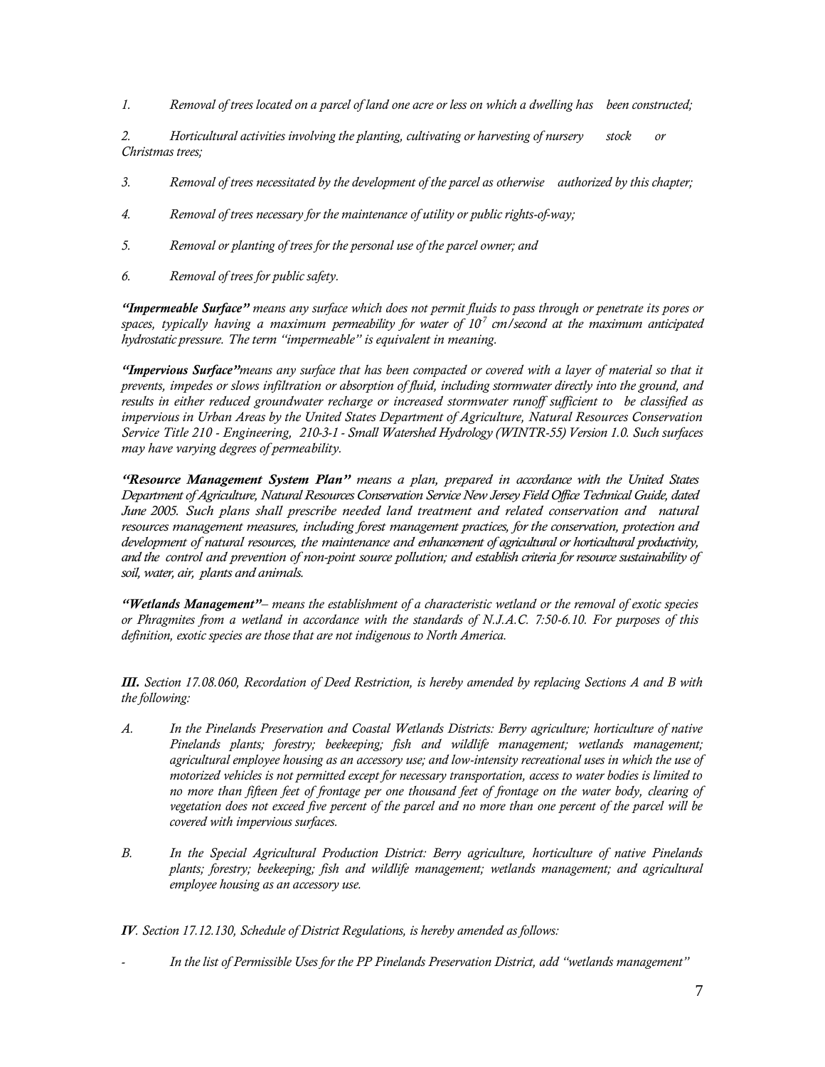*1. Removal of trees located on a parcel of land one acre or less on which a dwelling has been constructed;*

*2. Horticultural activities involving the planting, cultivating or harvesting of nursery stock or Christmas trees;*

*3. Removal of trees necessitated by the development of the parcel as otherwise authorized by this chapter;*

*4. Removal of trees necessary for the maintenance of utility or public rights-of-way;*

*5. Removal or planting of trees for the personal use of the parcel owner; and*

*6. Removal of trees for public safety.*

***"Impermeable Surface"*** *means any surface which does not permit fluids to pass through or penetrate its pores or spaces, typically having a maximum permeability for water of $10^{-7}$ cm/second at the maximum anticipated hydrostatic pressure. The term "impermeable" is equivalent in meaning.*

***"Impervious Surface"*** *means any surface that has been compacted or covered with a layer of material so that it prevents, impedes or slows infiltration or absorption of fluid, including stormwater directly into the ground, and results in either reduced groundwater recharge or increased stormwater runoff sufficient to be classified as impervious in Urban Areas by the United States Department of Agriculture, Natural Resources Conservation Service Title 210 - Engineering, 210-3-1 - Small Watershed Hydrology (WINTR-55) Version 1.0. Such surfaces may have varying degrees of permeability.*

***"Resource Management System Plan"*** *means a plan, prepared in accordance with the United States Department of Agriculture, Natural Resources Conservation Service New Jersey Field Office Technical Guide, dated June 2005. Such plans shall prescribe needed land treatment and related conservation and natural resources management measures, including forest management practices, for the conservation, protection and development of natural resources, the maintenance and enhancement of agricultural or horticultural productivity, and the control and prevention of non-point source pollution; and establish criteria for resource sustainability of soil, water, air, plants and animals.*

***"Wetlands Management"*** *– means the establishment of a characteristic wetland or the removal of exotic species or Phragmites from a wetland in accordance with the standards of N.J.A.C. 7:50-6.10. For purposes of this definition, exotic species are those that are not indigenous to North America.*

***III.*** *Section 17.08.060, Recordation of Deed Restriction, is hereby amended by replacing Sections A and B with the following:*

*A. In the Pinelands Preservation and Coastal Wetlands Districts: Berry agriculture; horticulture of native Pinelands plants; forestry; beekeeping; fish and wildlife management; wetlands management; agricultural employee housing as an accessory use; and low-intensity recreational uses in which the use of motorized vehicles is not permitted except for necessary transportation, access to water bodies is limited to no more than fifteen feet of frontage per one thousand feet of frontage on the water body, clearing of vegetation does not exceed five percent of the parcel and no more than one percent of the parcel will be covered with impervious surfaces.*

*B. In the Special Agricultural Production District: Berry agriculture, horticulture of native Pinelands plants; forestry; beekeeping; fish and wildlife management; wetlands management; and agricultural employee housing as an accessory use.*

***IV****. Section 17.12.130, Schedule of District Regulations, is hereby amended as follows:*

- *In the list of Permissible Uses for the PP Pinelands Preservation District, add "wetlands management"*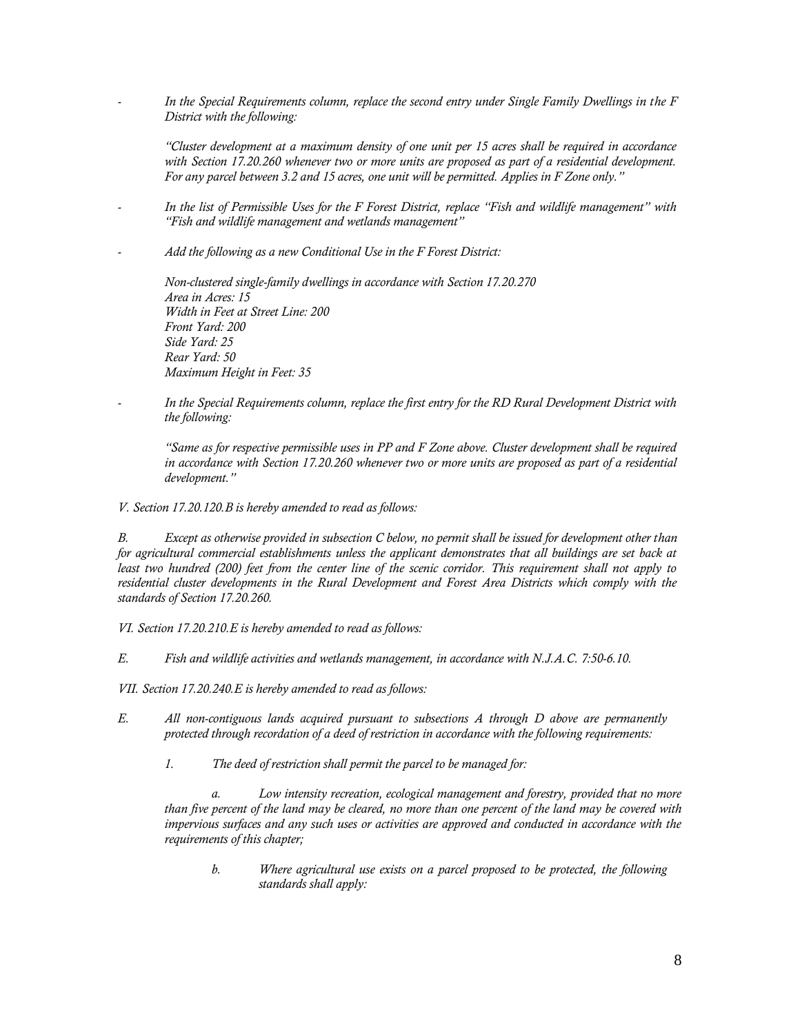- *In the Special Requirements column, replace the second entry under Single Family Dwellings in the F District with the following:*

  *"Cluster development at a maximum density of one unit per 15 acres shall be required in accordance with Section 17.20.260 whenever two or more units are proposed as part of a residential development. For any parcel between 3.2 and 15 acres, one unit will be permitted. Applies in F Zone only."*

- *In the list of Permissible Uses for the F Forest District, replace "Fish and wildlife management" with "Fish and wildlife management and wetlands management"*

- *Add the following as a new Conditional Use in the F Forest District:*

  *Non-clustered single-family dwellings in accordance with Section 17.20.270*
  *Area in Acres: 15*
  *Width in Feet at Street Line: 200*
  *Front Yard: 200*
  *Side Yard: 25*
  *Rear Yard: 50*
  *Maximum Height in Feet: 35*

- *In the Special Requirements column, replace the first entry for the RD Rural Development District with the following:*

  *"Same as for respective permissible uses in PP and F Zone above. Cluster development shall be required in accordance with Section 17.20.260 whenever two or more units are proposed as part of a residential development."*

*V. Section 17.20.120.B is hereby amended to read as follows:*

*B. Except as otherwise provided in subsection C below, no permit shall be issued for development other than for agricultural commercial establishments unless the applicant demonstrates that all buildings are set back at least two hundred (200) feet from the center line of the scenic corridor. This requirement shall not apply to residential cluster developments in the Rural Development and Forest Area Districts which comply with the standards of Section 17.20.260.*

*VI. Section 17.20.210.E is hereby amended to read as follows:*

*E. Fish and wildlife activities and wetlands management, in accordance with N.J.A.C. 7:50-6.10.*

*VII. Section 17.20.240.E is hereby amended to read as follows:*

*E. All non-contiguous lands acquired pursuant to subsections A through D above are permanently protected through recordation of a deed of restriction in accordance with the following requirements:*

*1. The deed of restriction shall permit the parcel to be managed for:*

*a. Low intensity recreation, ecological management and forestry, provided that no more than five percent of the land may be cleared, no more than one percent of the land may be covered with impervious surfaces and any such uses or activities are approved and conducted in accordance with the requirements of this chapter;*

*b. Where agricultural use exists on a parcel proposed to be protected, the following standards shall apply:*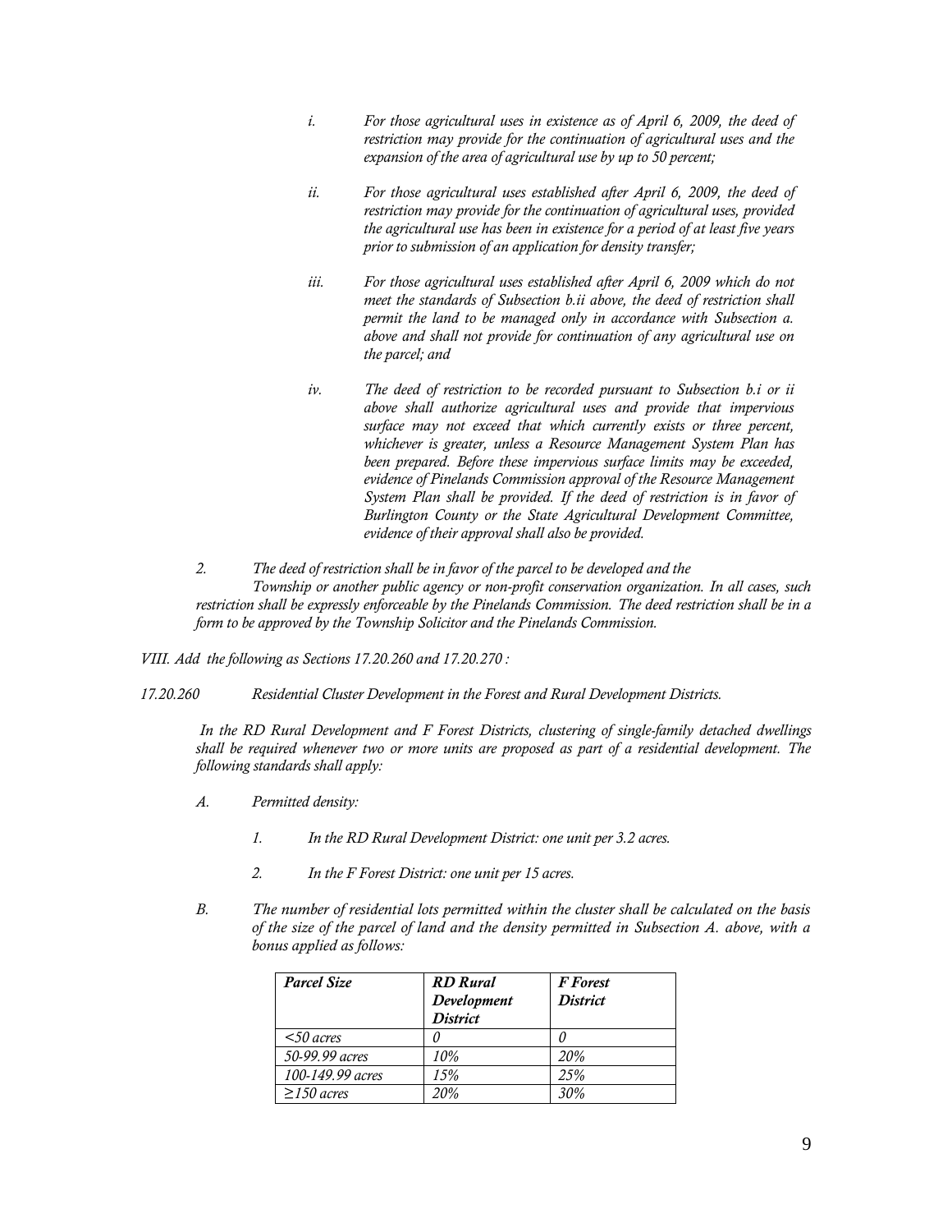*i. For those agricultural uses in existence as of April 6, 2009, the deed of restriction may provide for the continuation of agricultural uses and the expansion of the area of agricultural use by up to 50 percent;*

*ii. For those agricultural uses established after April 6, 2009, the deed of restriction may provide for the continuation of agricultural uses, provided the agricultural use has been in existence for a period of at least five years prior to submission of an application for density transfer;*

*iii. For those agricultural uses established after April 6, 2009 which do not meet the standards of Subsection b.ii above, the deed of restriction shall permit the land to be managed only in accordance with Subsection a. above and shall not provide for continuation of any agricultural use on the parcel; and*

*iv. The deed of restriction to be recorded pursuant to Subsection b.i or ii above shall authorize agricultural uses and provide that impervious surface may not exceed that which currently exists or three percent, whichever is greater, unless a Resource Management System Plan has been prepared. Before these impervious surface limits may be exceeded, evidence of Pinelands Commission approval of the Resource Management System Plan shall be provided. If the deed of restriction is in favor of Burlington County or the State Agricultural Development Committee, evidence of their approval shall also be provided.*

*2. The deed of restriction shall be in favor of the parcel to be developed and the Township or another public agency or non-profit conservation organization. In all cases, such restriction shall be expressly enforceable by the Pinelands Commission. The deed restriction shall be in a form to be approved by the Township Solicitor and the Pinelands Commission.*

*VIII. Add the following as Sections 17.20.260 and 17.20.270 :*

*17.20.260 Residential Cluster Development in the Forest and Rural Development Districts.*

*In the RD Rural Development and F Forest Districts, clustering of single-family detached dwellings shall be required whenever two or more units are proposed as part of a residential development. The following standards shall apply:*

*A. Permitted density:*

*1. In the RD Rural Development District: one unit per 3.2 acres.*

*2. In the F Forest District: one unit per 15 acres.*

*B. The number of residential lots permitted within the cluster shall be calculated on the basis of the size of the parcel of land and the density permitted in Subsection A. above, with a bonus applied as follows:*

| ***Parcel Size*** | ***RD Rural Development District*** | ***F Forest District*** |
|---|---|---|
| *<50 acres* | *0* | *0* |
| *50-99.99 acres* | *10%* | *20%* |
| *100-149.99 acres* | *15%* | *25%* |
| *≥150 acres* | *20%* | *30%* |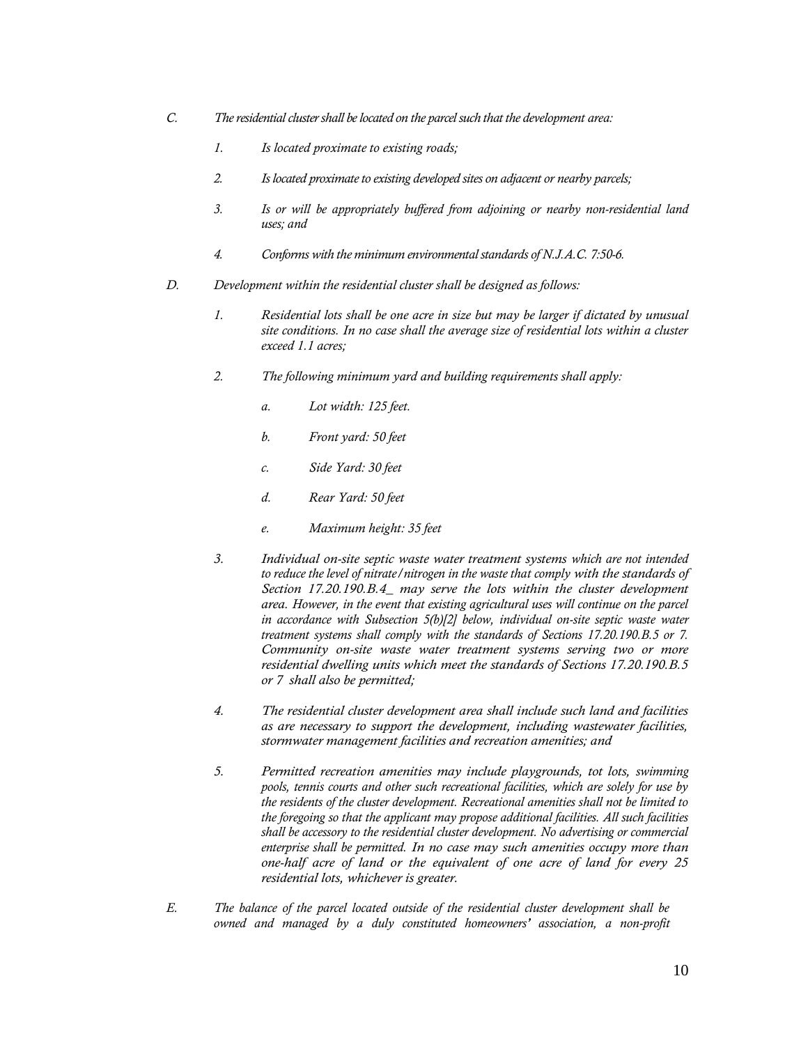*C. The residential cluster shall be located on the parcel such that the development area:*

*1. Is located proximate to existing roads;*

*2. Is located proximate to existing developed sites on adjacent or nearby parcels;*

*3. Is or will be appropriately buffered from adjoining or nearby non-residential land uses; and*

*4. Conforms with the minimum environmental standards of N.J.A.C. 7:50-6.*

*D. Development within the residential cluster shall be designed as follows:*

*1. Residential lots shall be one acre in size but may be larger if dictated by unusual site conditions. In no case shall the average size of residential lots within a cluster exceed 1.1 acres;*

*2. The following minimum yard and building requirements shall apply:*

*a. Lot width: 125 feet.*

*b. Front yard: 50 feet*

*c. Side Yard: 30 feet*

*d. Rear Yard: 50 feet*

*e. Maximum height: 35 feet*

*3. Individual on-site septic waste water treatment systems which are not intended to reduce the level of nitrate/nitrogen in the waste that comply with the standards of Section 17.20.190.B.4_ may serve the lots within the cluster development area. However, in the event that existing agricultural uses will continue on the parcel in accordance with Subsection 5(b)[2] below, individual on-site septic waste water treatment systems shall comply with the standards of Sections 17.20.190.B.5 or 7. Community on-site waste water treatment systems serving two or more residential dwelling units which meet the standards of Sections 17.20.190.B.5 or 7 shall also be permitted;*

*4. The residential cluster development area shall include such land and facilities as are necessary to support the development, including wastewater facilities, stormwater management facilities and recreation amenities; and*

*5. Permitted recreation amenities may include playgrounds, tot lots, swimming pools, tennis courts and other such recreational facilities, which are solely for use by the residents of the cluster development. Recreational amenities shall not be limited to the foregoing so that the applicant may propose additional facilities. All such facilities shall be accessory to the residential cluster development. No advertising or commercial enterprise shall be permitted. In no case may such amenities occupy more than one-half acre of land or the equivalent of one acre of land for every 25 residential lots, whichever is greater.*

*E. The balance of the parcel located outside of the residential cluster development shall be owned and managed by a duly constituted homeowners' association, a non-profit*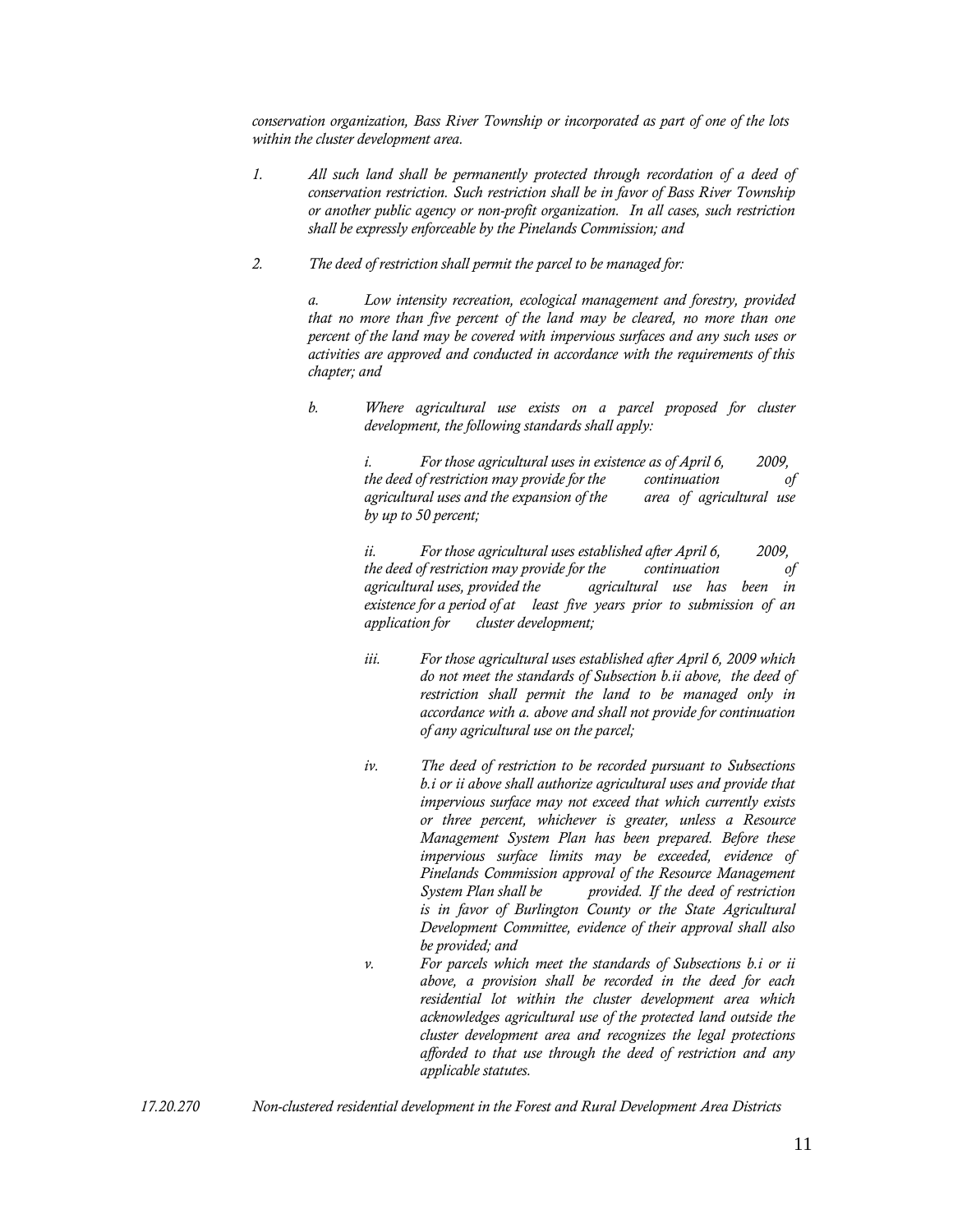*conservation organization, Bass River Township or incorporated as part of one of the lots within the cluster development area.*

*1. All such land shall be permanently protected through recordation of a deed of conservation restriction. Such restriction shall be in favor of Bass River Township or another public agency or non-profit organization. In all cases, such restriction shall be expressly enforceable by the Pinelands Commission; and*

*2. The deed of restriction shall permit the parcel to be managed for:*

*a. Low intensity recreation, ecological management and forestry, provided that no more than five percent of the land may be cleared, no more than one percent of the land may be covered with impervious surfaces and any such uses or activities are approved and conducted in accordance with the requirements of this chapter; and*

*b. Where agricultural use exists on a parcel proposed for cluster development, the following standards shall apply:*

*i. For those agricultural uses in existence as of April 6, 2009, the deed of restriction may provide for the continuation of agricultural uses and the expansion of the area of agricultural use by up to 50 percent;*

*ii. For those agricultural uses established after April 6, 2009, the deed of restriction may provide for the continuation of agricultural uses, provided the agricultural use has been in existence for a period of at least five years prior to submission of an application for cluster development;*

*iii. For those agricultural uses established after April 6, 2009 which do not meet the standards of Subsection b.ii above, the deed of restriction shall permit the land to be managed only in accordance with a. above and shall not provide for continuation of any agricultural use on the parcel;*

*iv. The deed of restriction to be recorded pursuant to Subsections b.i or ii above shall authorize agricultural uses and provide that impervious surface may not exceed that which currently exists or three percent, whichever is greater, unless a Resource Management System Plan has been prepared. Before these impervious surface limits may be exceeded, evidence of Pinelands Commission approval of the Resource Management System Plan shall be provided. If the deed of restriction is in favor of Burlington County or the State Agricultural Development Committee, evidence of their approval shall also be provided; and*

*v. For parcels which meet the standards of Subsections b.i or ii above, a provision shall be recorded in the deed for each residential lot within the cluster development area which acknowledges agricultural use of the protected land outside the cluster development area and recognizes the legal protections afforded to that use through the deed of restriction and any applicable statutes.*

*17.20.270 Non-clustered residential development in the Forest and Rural Development Area Districts*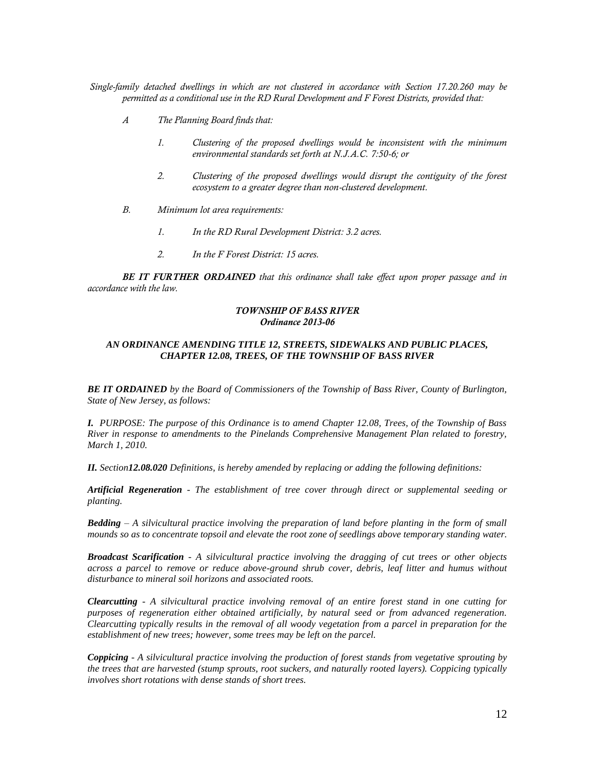*Single-family detached dwellings in which are not clustered in accordance with Section 17.20.260 may be permitted as a conditional use in the RD Rural Development and F Forest Districts, provided that:*

*A The Planning Board finds that:*

*1. Clustering of the proposed dwellings would be inconsistent with the minimum environmental standards set forth at N.J.A.C. 7:50-6; or*

*2. Clustering of the proposed dwellings would disrupt the contiguity of the forest ecosystem to a greater degree than non-clustered development.*

*B. Minimum lot area requirements:*

*1. In the RD Rural Development District: 3.2 acres.*

*2. In the F Forest District: 15 acres.*

***BE IT FURTHER ORDAINED*** *that this ordinance shall take effect upon proper passage and in accordance with the law.*

***TOWNSHIP OF BASS RIVER***
***Ordinance 2013-06***

***AN ORDINANCE AMENDING TITLE 12, STREETS, SIDEWALKS AND PUBLIC PLACES, CHAPTER 12.08, TREES, OF THE TOWNSHIP OF BASS RIVER***

***BE IT ORDAINED*** *by the Board of Commissioners of the Township of Bass River, County of Burlington, State of New Jersey, as follows:*

***I.*** *PURPOSE: The purpose of this Ordinance is to amend Chapter 12.08, Trees, of the Township of Bass River in response to amendments to the Pinelands Comprehensive Management Plan related to forestry, March 1, 2010.*

***II.*** *Section**12.08.020** Definitions, is hereby amended by replacing or adding the following definitions:*

***Artificial Regeneration*** *- The establishment of tree cover through direct or supplemental seeding or planting.*

***Bedding*** *– A silvicultural practice involving the preparation of land before planting in the form of small mounds so as to concentrate topsoil and elevate the root zone of seedlings above temporary standing water.*

***Broadcast Scarification*** *- A silvicultural practice involving the dragging of cut trees or other objects across a parcel to remove or reduce above-ground shrub cover, debris, leaf litter and humus without disturbance to mineral soil horizons and associated roots.*

***Clearcutting*** *- A silvicultural practice involving removal of an entire forest stand in one cutting for purposes of regeneration either obtained artificially, by natural seed or from advanced regeneration. Clearcutting typically results in the removal of all woody vegetation from a parcel in preparation for the establishment of new trees; however, some trees may be left on the parcel.*

***Coppicing*** *- A silvicultural practice involving the production of forest stands from vegetative sprouting by the trees that are harvested (stump sprouts, root suckers, and naturally rooted layers). Coppicing typically involves short rotations with dense stands of short trees.*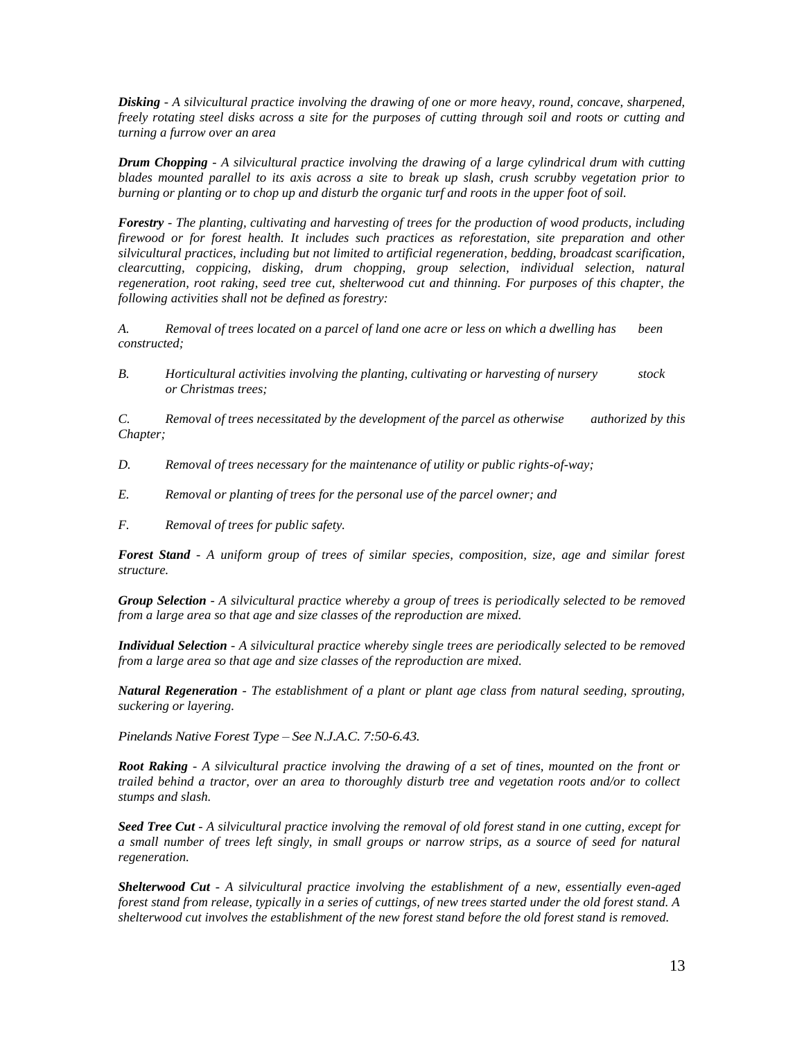***Disking*** *- A silvicultural practice involving the drawing of one or more heavy, round, concave, sharpened, freely rotating steel disks across a site for the purposes of cutting through soil and roots or cutting and turning a furrow over an area*

***Drum Chopping*** *- A silvicultural practice involving the drawing of a large cylindrical drum with cutting blades mounted parallel to its axis across a site to break up slash, crush scrubby vegetation prior to burning or planting or to chop up and disturb the organic turf and roots in the upper foot of soil.*

***Forestry*** *- The planting, cultivating and harvesting of trees for the production of wood products, including firewood or for forest health. It includes such practices as reforestation, site preparation and other silvicultural practices, including but not limited to artificial regeneration, bedding, broadcast scarification, clearcutting, coppicing, disking, drum chopping, group selection, individual selection, natural regeneration, root raking, seed tree cut, shelterwood cut and thinning. For purposes of this chapter, the following activities shall not be defined as forestry:*

*A. Removal of trees located on a parcel of land one acre or less on which a dwelling has been constructed;*

*B. Horticultural activities involving the planting, cultivating or harvesting of nursery stock or Christmas trees;*

*C. Removal of trees necessitated by the development of the parcel as otherwise authorized by this Chapter;*

*D. Removal of trees necessary for the maintenance of utility or public rights-of-way;*

*E. Removal or planting of trees for the personal use of the parcel owner; and*

*F. Removal of trees for public safety.*

***Forest Stand*** *- A uniform group of trees of similar species, composition, size, age and similar forest structure.*

***Group Selection*** *- A silvicultural practice whereby a group of trees is periodically selected to be removed from a large area so that age and size classes of the reproduction are mixed.*

***Individual Selection*** *- A silvicultural practice whereby single trees are periodically selected to be removed from a large area so that age and size classes of the reproduction are mixed.*

***Natural Regeneration*** *- The establishment of a plant or plant age class from natural seeding, sprouting, suckering or layering.*

*Pinelands Native Forest Type – See N.J.A.C. 7:50-6.43.*

***Root Raking*** *- A silvicultural practice involving the drawing of a set of tines, mounted on the front or trailed behind a tractor, over an area to thoroughly disturb tree and vegetation roots and/or to collect stumps and slash.*

***Seed Tree Cut*** *- A silvicultural practice involving the removal of old forest stand in one cutting, except for a small number of trees left singly, in small groups or narrow strips, as a source of seed for natural regeneration.*

***Shelterwood Cut*** *- A silvicultural practice involving the establishment of a new, essentially even-aged forest stand from release, typically in a series of cuttings, of new trees started under the old forest stand. A shelterwood cut involves the establishment of the new forest stand before the old forest stand is removed.*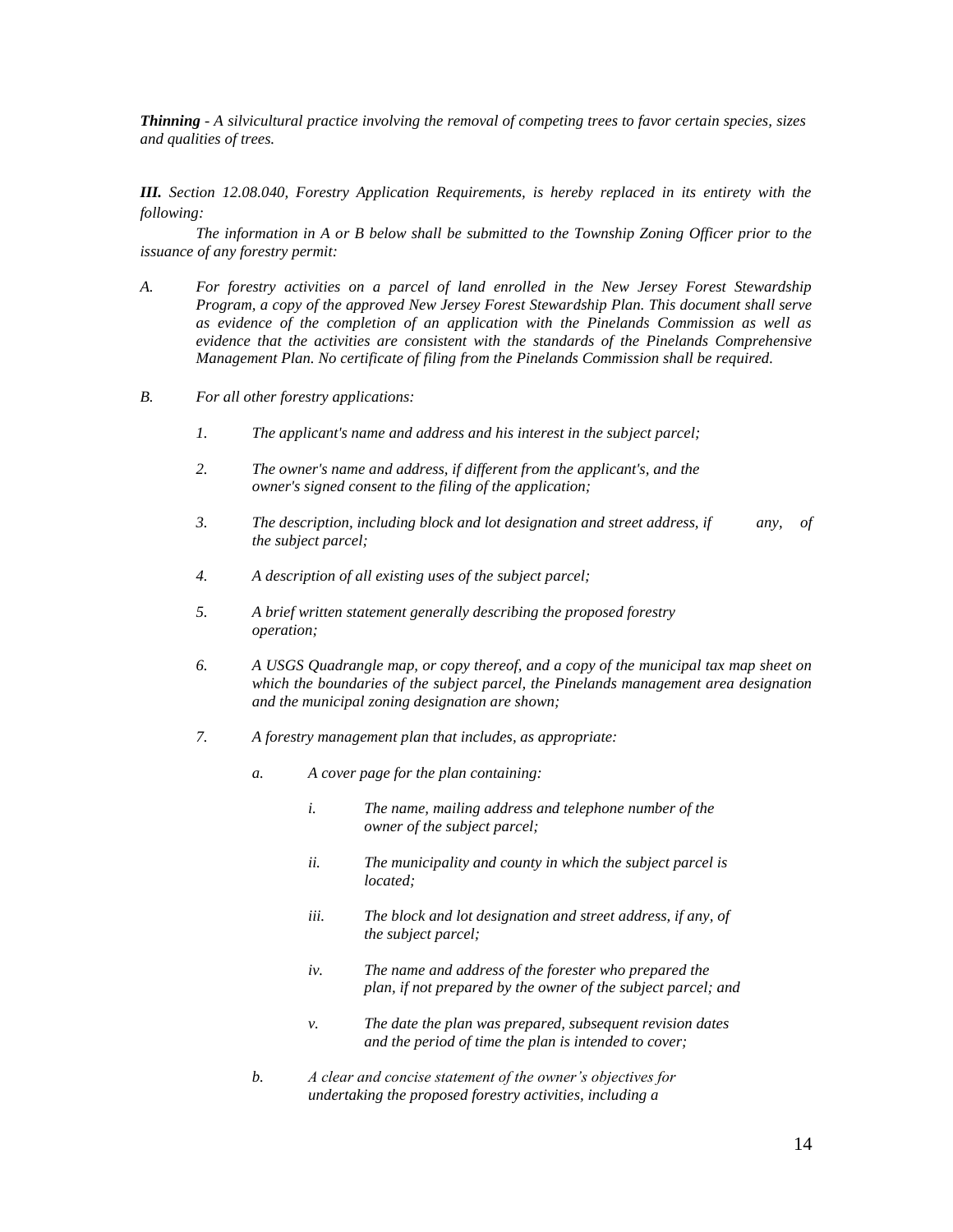***Thinning*** *- A silvicultural practice involving the removal of competing trees to favor certain species, sizes and qualities of trees.*

***III.*** *Section 12.08.040, Forestry Application Requirements, is hereby replaced in its entirety with the following:*

*The information in A or B below shall be submitted to the Township Zoning Officer prior to the issuance of any forestry permit:*

*A. For forestry activities on a parcel of land enrolled in the New Jersey Forest Stewardship Program, a copy of the approved New Jersey Forest Stewardship Plan. This document shall serve as evidence of the completion of an application with the Pinelands Commission as well as evidence that the activities are consistent with the standards of the Pinelands Comprehensive Management Plan. No certificate of filing from the Pinelands Commission shall be required.*

*B. For all other forestry applications:*

- *1. The applicant's name and address and his interest in the subject parcel;*
- *2. The owner's name and address, if different from the applicant's, and the owner's signed consent to the filing of the application;*
- *3. The description, including block and lot designation and street address, if any, of the subject parcel;*
- *4. A description of all existing uses of the subject parcel;*
- *5. A brief written statement generally describing the proposed forestry operation;*
- *6. A USGS Quadrangle map, or copy thereof, and a copy of the municipal tax map sheet on which the boundaries of the subject parcel, the Pinelands management area designation and the municipal zoning designation are shown;*
- *7. A forestry management plan that includes, as appropriate:*
  - *a. A cover page for the plan containing:*
    - *i. The name, mailing address and telephone number of the owner of the subject parcel;*
    - *ii. The municipality and county in which the subject parcel is located;*
    - *iii. The block and lot designation and street address, if any, of the subject parcel;*
    - *iv. The name and address of the forester who prepared the plan, if not prepared by the owner of the subject parcel; and*
    - *v. The date the plan was prepared, subsequent revision dates and the period of time the plan is intended to cover;*
  - *b. A clear and concise statement of the owner's objectives for undertaking the proposed forestry activities, including a*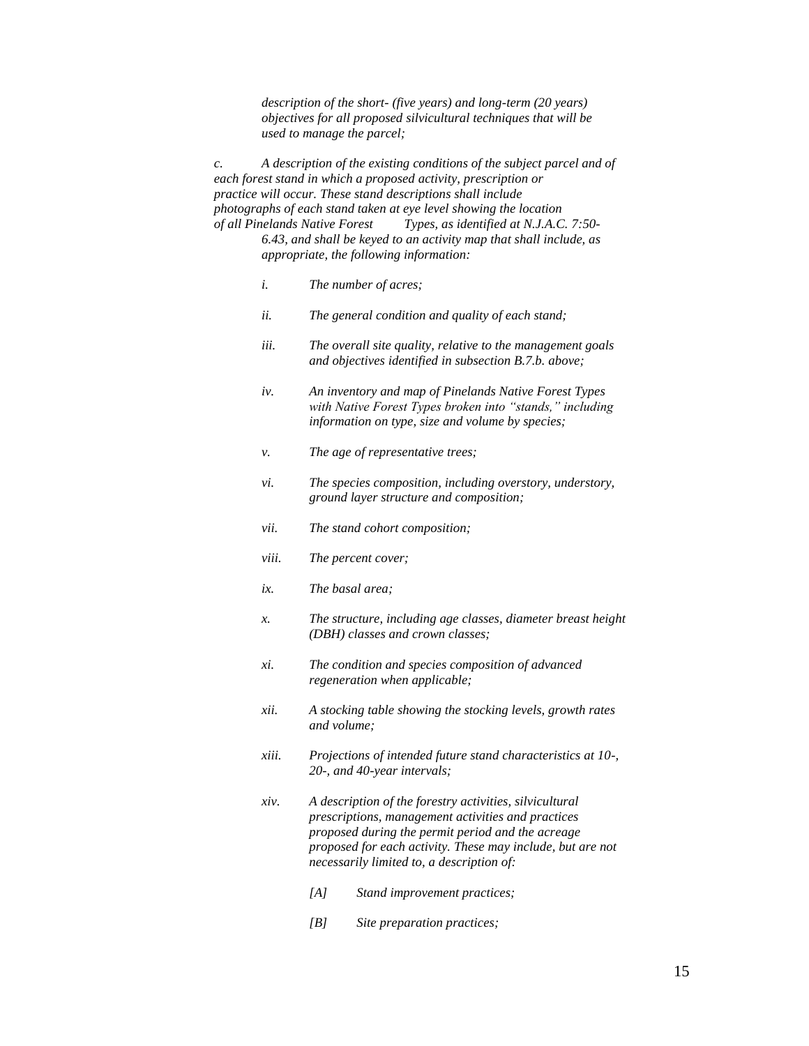*description of the short- (five years) and long-term (20 years) objectives for all proposed silvicultural techniques that will be used to manage the parcel;*

*c. A description of the existing conditions of the subject parcel and of each forest stand in which a proposed activity, prescription or practice will occur. These stand descriptions shall include photographs of each stand taken at eye level showing the location of all Pinelands Native Forest Types, as identified at N.J.A.C. 7:50-6.43, and shall be keyed to an activity map that shall include, as appropriate, the following information:*

*i. The number of acres;*

*ii. The general condition and quality of each stand;*

*iii. The overall site quality, relative to the management goals and objectives identified in subsection B.7.b. above;*

*iv. An inventory and map of Pinelands Native Forest Types with Native Forest Types broken into "stands," including information on type, size and volume by species;*

*v. The age of representative trees;*

*vi. The species composition, including overstory, understory, ground layer structure and composition;*

*vii. The stand cohort composition;*

*viii. The percent cover;*

*ix. The basal area;*

*x. The structure, including age classes, diameter breast height (DBH) classes and crown classes;*

*xi. The condition and species composition of advanced regeneration when applicable;*

*xii. A stocking table showing the stocking levels, growth rates and volume;*

*xiii. Projections of intended future stand characteristics at 10-, 20-, and 40-year intervals;*

*xiv. A description of the forestry activities, silvicultural prescriptions, management activities and practices proposed during the permit period and the acreage proposed for each activity. These may include, but are not necessarily limited to, a description of:*

*[A] Stand improvement practices;*

*[B] Site preparation practices;*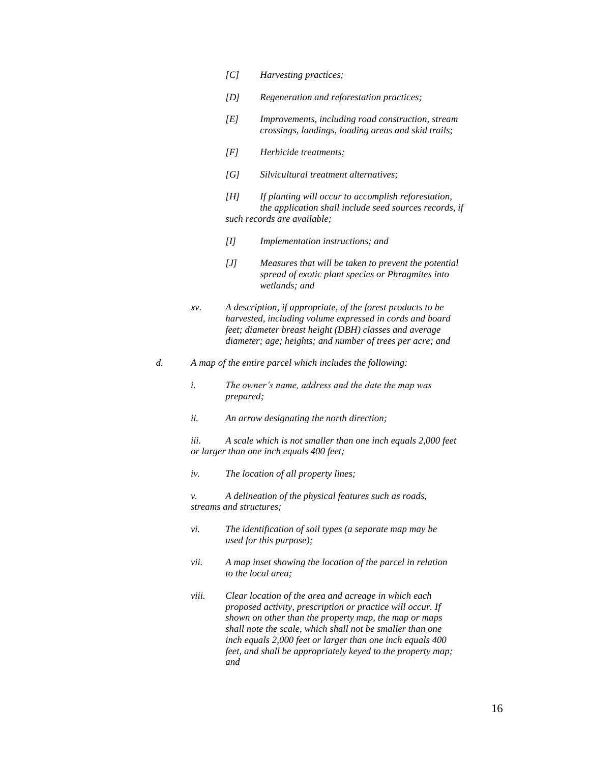*[C] Harvesting practices;*

*[D] Regeneration and reforestation practices;*

*[E] Improvements, including road construction, stream crossings, landings, loading areas and skid trails;*

*[F] Herbicide treatments;*

*[G] Silvicultural treatment alternatives;*

*[H] If planting will occur to accomplish reforestation, the application shall include seed sources records, if such records are available;*

*[I] Implementation instructions; and*

*[J] Measures that will be taken to prevent the potential spread of exotic plant species or Phragmites into wetlands; and*

*xv. A description, if appropriate, of the forest products to be harvested, including volume expressed in cords and board feet; diameter breast height (DBH) classes and average diameter; age; heights; and number of trees per acre; and*

*d. A map of the entire parcel which includes the following:*

*i. The owner's name, address and the date the map was prepared;*

*ii. An arrow designating the north direction;*

*iii. A scale which is not smaller than one inch equals 2,000 feet or larger than one inch equals 400 feet;*

*iv. The location of all property lines;*

*v. A delineation of the physical features such as roads, streams and structures;*

*vi. The identification of soil types (a separate map may be used for this purpose);*

*vii. A map inset showing the location of the parcel in relation to the local area;*

*viii. Clear location of the area and acreage in which each proposed activity, prescription or practice will occur. If shown on other than the property map, the map or maps shall note the scale, which shall not be smaller than one inch equals 2,000 feet or larger than one inch equals 400 feet, and shall be appropriately keyed to the property map; and*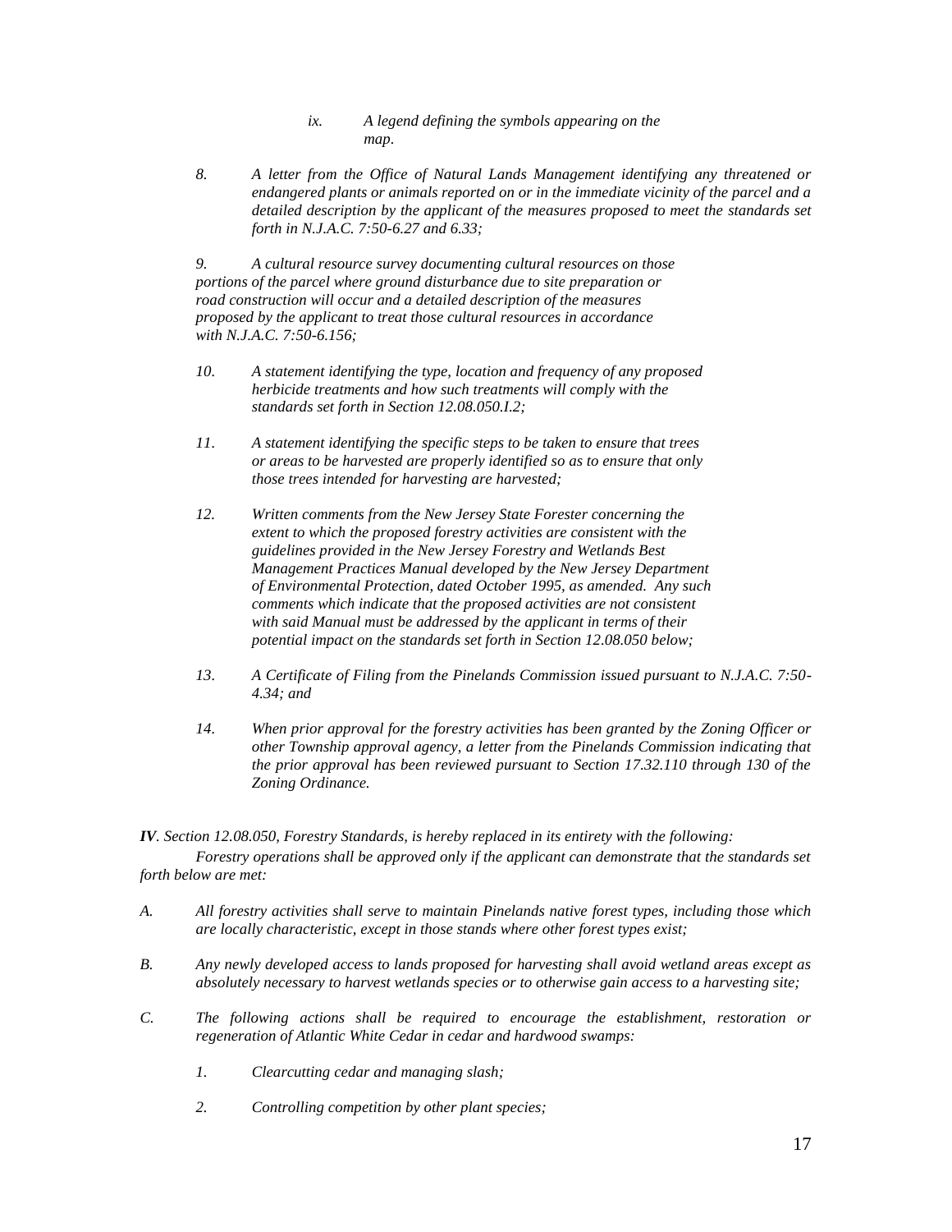*ix. A legend defining the symbols appearing on the map.*

*8. A letter from the Office of Natural Lands Management identifying any threatened or endangered plants or animals reported on or in the immediate vicinity of the parcel and a detailed description by the applicant of the measures proposed to meet the standards set forth in N.J.A.C. 7:50-6.27 and 6.33;*

*9. A cultural resource survey documenting cultural resources on those portions of the parcel where ground disturbance due to site preparation or road construction will occur and a detailed description of the measures proposed by the applicant to treat those cultural resources in accordance with N.J.A.C. 7:50-6.156;*

*10. A statement identifying the type, location and frequency of any proposed herbicide treatments and how such treatments will comply with the standards set forth in Section 12.08.050.I.2;*

*11. A statement identifying the specific steps to be taken to ensure that trees or areas to be harvested are properly identified so as to ensure that only those trees intended for harvesting are harvested;*

*12. Written comments from the New Jersey State Forester concerning the extent to which the proposed forestry activities are consistent with the guidelines provided in the New Jersey Forestry and Wetlands Best Management Practices Manual developed by the New Jersey Department of Environmental Protection, dated October 1995, as amended. Any such comments which indicate that the proposed activities are not consistent with said Manual must be addressed by the applicant in terms of their potential impact on the standards set forth in Section 12.08.050 below;*

*13. A Certificate of Filing from the Pinelands Commission issued pursuant to N.J.A.C. 7:50-4.34; and*

*14. When prior approval for the forestry activities has been granted by the Zoning Officer or other Township approval agency, a letter from the Pinelands Commission indicating that the prior approval has been reviewed pursuant to Section 17.32.110 through 130 of the Zoning Ordinance.*

***IV**. Section 12.08.050, Forestry Standards, is hereby replaced in its entirety with the following:*

*Forestry operations shall be approved only if the applicant can demonstrate that the standards set forth below are met:*

*A. All forestry activities shall serve to maintain Pinelands native forest types, including those which are locally characteristic, except in those stands where other forest types exist;*

*B. Any newly developed access to lands proposed for harvesting shall avoid wetland areas except as absolutely necessary to harvest wetlands species or to otherwise gain access to a harvesting site;*

*C. The following actions shall be required to encourage the establishment, restoration or regeneration of Atlantic White Cedar in cedar and hardwood swamps:*

*1. Clearcutting cedar and managing slash;*

*2. Controlling competition by other plant species;*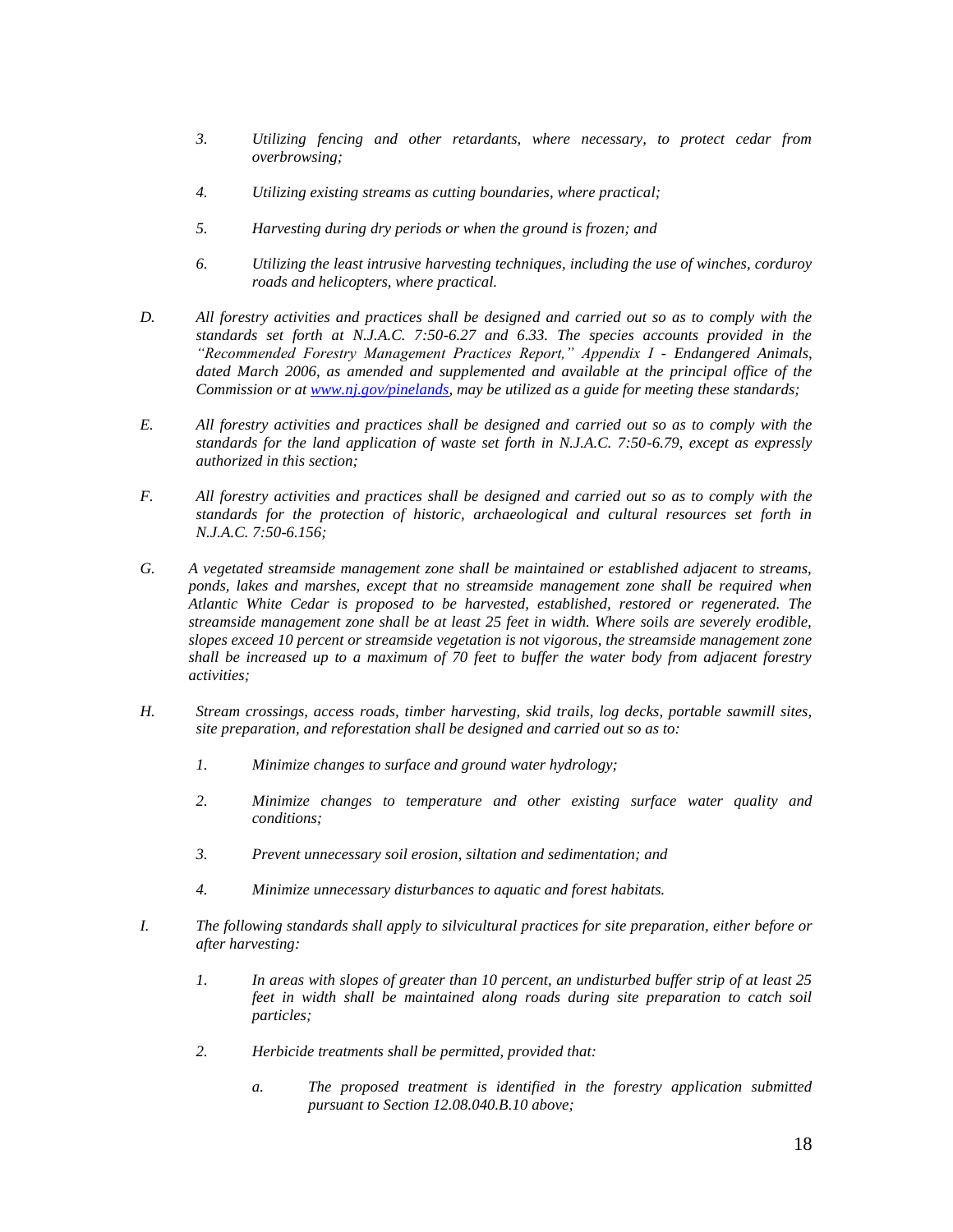*3. Utilizing fencing and other retardants, where necessary, to protect cedar from overbrowsing;*

*4. Utilizing existing streams as cutting boundaries, where practical;*

*5. Harvesting during dry periods or when the ground is frozen; and*

*6. Utilizing the least intrusive harvesting techniques, including the use of winches, corduroy roads and helicopters, where practical.*

*D. All forestry activities and practices shall be designed and carried out so as to comply with the standards set forth at N.J.A.C. 7:50-6.27 and 6.33. The species accounts provided in the "Recommended Forestry Management Practices Report," Appendix I - Endangered Animals, dated March 2006, as amended and supplemented and available at the principal office of the Commission or at [www.nj.gov/pinelands](http://www.nj.gov/pinelands), may be utilized as a guide for meeting these standards;*

*E. All forestry activities and practices shall be designed and carried out so as to comply with the standards for the land application of waste set forth in N.J.A.C. 7:50-6.79, except as expressly authorized in this section;*

*F. All forestry activities and practices shall be designed and carried out so as to comply with the standards for the protection of historic, archaeological and cultural resources set forth in N.J.A.C. 7:50-6.156;*

*G. A vegetated streamside management zone shall be maintained or established adjacent to streams, ponds, lakes and marshes, except that no streamside management zone shall be required when Atlantic White Cedar is proposed to be harvested, established, restored or regenerated. The streamside management zone shall be at least 25 feet in width. Where soils are severely erodible, slopes exceed 10 percent or streamside vegetation is not vigorous, the streamside management zone shall be increased up to a maximum of 70 feet to buffer the water body from adjacent forestry activities;*

*H. Stream crossings, access roads, timber harvesting, skid trails, log decks, portable sawmill sites, site preparation, and reforestation shall be designed and carried out so as to:*

*1. Minimize changes to surface and ground water hydrology;*

*2. Minimize changes to temperature and other existing surface water quality and conditions;*

*3. Prevent unnecessary soil erosion, siltation and sedimentation; and*

*4. Minimize unnecessary disturbances to aquatic and forest habitats.*

*I. The following standards shall apply to silvicultural practices for site preparation, either before or after harvesting:*

*1. In areas with slopes of greater than 10 percent, an undisturbed buffer strip of at least 25 feet in width shall be maintained along roads during site preparation to catch soil particles;*

*2. Herbicide treatments shall be permitted, provided that:*

*a. The proposed treatment is identified in the forestry application submitted pursuant to Section 12.08.040.B.10 above;*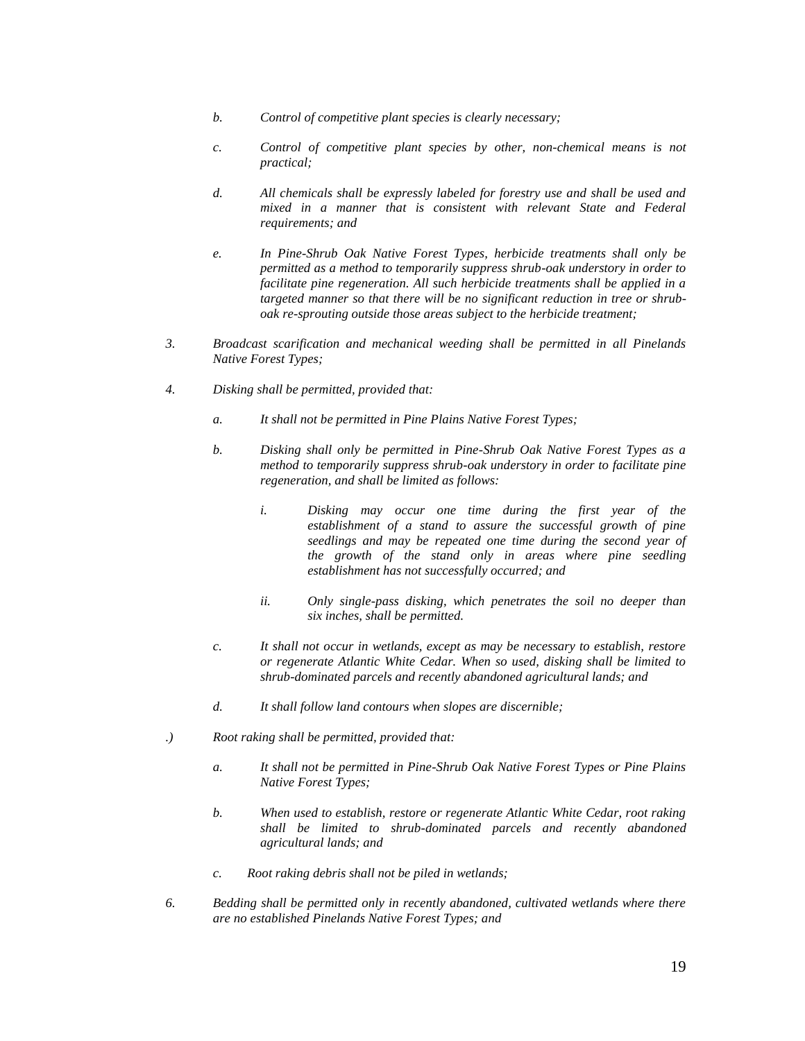*b. Control of competitive plant species is clearly necessary;*

*c. Control of competitive plant species by other, non-chemical means is not practical;*

*d. All chemicals shall be expressly labeled for forestry use and shall be used and mixed in a manner that is consistent with relevant State and Federal requirements; and*

*e. In Pine-Shrub Oak Native Forest Types, herbicide treatments shall only be permitted as a method to temporarily suppress shrub-oak understory in order to facilitate pine regeneration. All such herbicide treatments shall be applied in a targeted manner so that there will be no significant reduction in tree or shrub-oak re-sprouting outside those areas subject to the herbicide treatment;*

*3. Broadcast scarification and mechanical weeding shall be permitted in all Pinelands Native Forest Types;*

*4. Disking shall be permitted, provided that:*

*a. It shall not be permitted in Pine Plains Native Forest Types;*

*b. Disking shall only be permitted in Pine-Shrub Oak Native Forest Types as a method to temporarily suppress shrub-oak understory in order to facilitate pine regeneration, and shall be limited as follows:*

*i. Disking may occur one time during the first year of the establishment of a stand to assure the successful growth of pine seedlings and may be repeated one time during the second year of the growth of the stand only in areas where pine seedling establishment has not successfully occurred; and*

*ii. Only single-pass disking, which penetrates the soil no deeper than six inches, shall be permitted.*

*c. It shall not occur in wetlands, except as may be necessary to establish, restore or regenerate Atlantic White Cedar. When so used, disking shall be limited to shrub-dominated parcels and recently abandoned agricultural lands; and*

*d. It shall follow land contours when slopes are discernible;*

*.) Root raking shall be permitted, provided that:*

*a. It shall not be permitted in Pine-Shrub Oak Native Forest Types or Pine Plains Native Forest Types;*

*b. When used to establish, restore or regenerate Atlantic White Cedar, root raking shall be limited to shrub-dominated parcels and recently abandoned agricultural lands; and*

*c. Root raking debris shall not be piled in wetlands;*

*6. Bedding shall be permitted only in recently abandoned, cultivated wetlands where there are no established Pinelands Native Forest Types; and*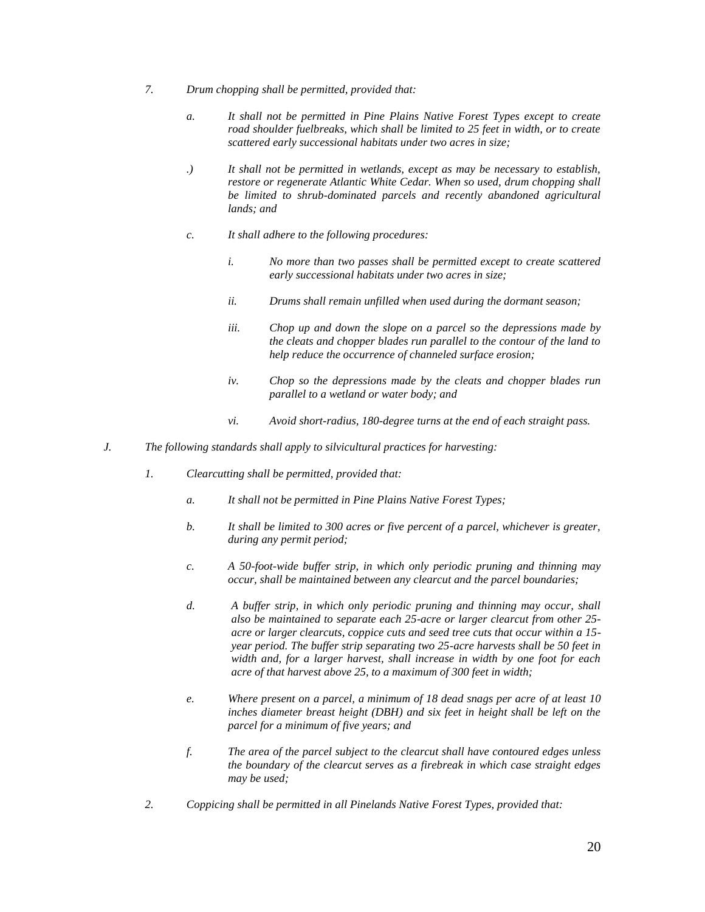*7. Drum chopping shall be permitted, provided that:*

*a. It shall not be permitted in Pine Plains Native Forest Types except to create road shoulder fuelbreaks, which shall be limited to 25 feet in width, or to create scattered early successional habitats under two acres in size;*

*.) It shall not be permitted in wetlands, except as may be necessary to establish, restore or regenerate Atlantic White Cedar. When so used, drum chopping shall be limited to shrub-dominated parcels and recently abandoned agricultural lands; and*

*c. It shall adhere to the following procedures:*

*i. No more than two passes shall be permitted except to create scattered early successional habitats under two acres in size;*

*ii. Drums shall remain unfilled when used during the dormant season;*

*iii. Chop up and down the slope on a parcel so the depressions made by the cleats and chopper blades run parallel to the contour of the land to help reduce the occurrence of channeled surface erosion;*

*iv. Chop so the depressions made by the cleats and chopper blades run parallel to a wetland or water body; and*

*vi. Avoid short-radius, 180-degree turns at the end of each straight pass.*

*J. The following standards shall apply to silvicultural practices for harvesting:*

*1. Clearcutting shall be permitted, provided that:*

*a. It shall not be permitted in Pine Plains Native Forest Types;*

*b. It shall be limited to 300 acres or five percent of a parcel, whichever is greater, during any permit period;*

*c. A 50-foot-wide buffer strip, in which only periodic pruning and thinning may occur, shall be maintained between any clearcut and the parcel boundaries;*

*d. A buffer strip, in which only periodic pruning and thinning may occur, shall also be maintained to separate each 25-acre or larger clearcut from other 25-acre or larger clearcuts, coppice cuts and seed tree cuts that occur within a 15-year period. The buffer strip separating two 25-acre harvests shall be 50 feet in width and, for a larger harvest, shall increase in width by one foot for each acre of that harvest above 25, to a maximum of 300 feet in width;*

*e. Where present on a parcel, a minimum of 18 dead snags per acre of at least 10 inches diameter breast height (DBH) and six feet in height shall be left on the parcel for a minimum of five years; and*

*f. The area of the parcel subject to the clearcut shall have contoured edges unless the boundary of the clearcut serves as a firebreak in which case straight edges may be used;*

*2. Coppicing shall be permitted in all Pinelands Native Forest Types, provided that:*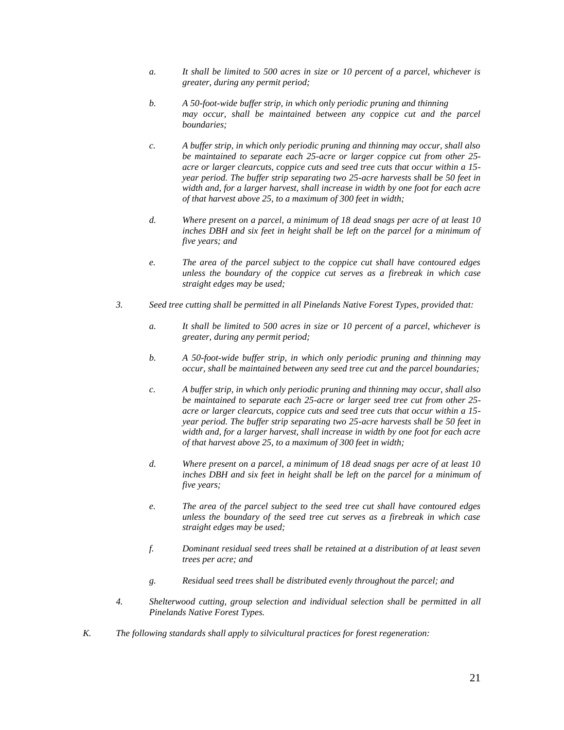*a. It shall be limited to 500 acres in size or 10 percent of a parcel, whichever is greater, during any permit period;*

*b. A 50-foot-wide buffer strip, in which only periodic pruning and thinning may occur, shall be maintained between any coppice cut and the parcel boundaries;*

*c. A buffer strip, in which only periodic pruning and thinning may occur, shall also be maintained to separate each 25-acre or larger coppice cut from other 25-acre or larger clearcuts, coppice cuts and seed tree cuts that occur within a 15-year period. The buffer strip separating two 25-acre harvests shall be 50 feet in width and, for a larger harvest, shall increase in width by one foot for each acre of that harvest above 25, to a maximum of 300 feet in width;*

*d. Where present on a parcel, a minimum of 18 dead snags per acre of at least 10 inches DBH and six feet in height shall be left on the parcel for a minimum of five years; and*

*e. The area of the parcel subject to the coppice cut shall have contoured edges unless the boundary of the coppice cut serves as a firebreak in which case straight edges may be used;*

*3. Seed tree cutting shall be permitted in all Pinelands Native Forest Types, provided that:*

*a. It shall be limited to 500 acres in size or 10 percent of a parcel, whichever is greater, during any permit period;*

*b. A 50-foot-wide buffer strip, in which only periodic pruning and thinning may occur, shall be maintained between any seed tree cut and the parcel boundaries;*

*c. A buffer strip, in which only periodic pruning and thinning may occur, shall also be maintained to separate each 25-acre or larger seed tree cut from other 25-acre or larger clearcuts, coppice cuts and seed tree cuts that occur within a 15-year period. The buffer strip separating two 25-acre harvests shall be 50 feet in width and, for a larger harvest, shall increase in width by one foot for each acre of that harvest above 25, to a maximum of 300 feet in width;*

*d. Where present on a parcel, a minimum of 18 dead snags per acre of at least 10 inches DBH and six feet in height shall be left on the parcel for a minimum of five years;*

*e. The area of the parcel subject to the seed tree cut shall have contoured edges unless the boundary of the seed tree cut serves as a firebreak in which case straight edges may be used;*

*f. Dominant residual seed trees shall be retained at a distribution of at least seven trees per acre; and*

*g. Residual seed trees shall be distributed evenly throughout the parcel; and*

*4. Shelterwood cutting, group selection and individual selection shall be permitted in all Pinelands Native Forest Types.*

*K. The following standards shall apply to silvicultural practices for forest regeneration:*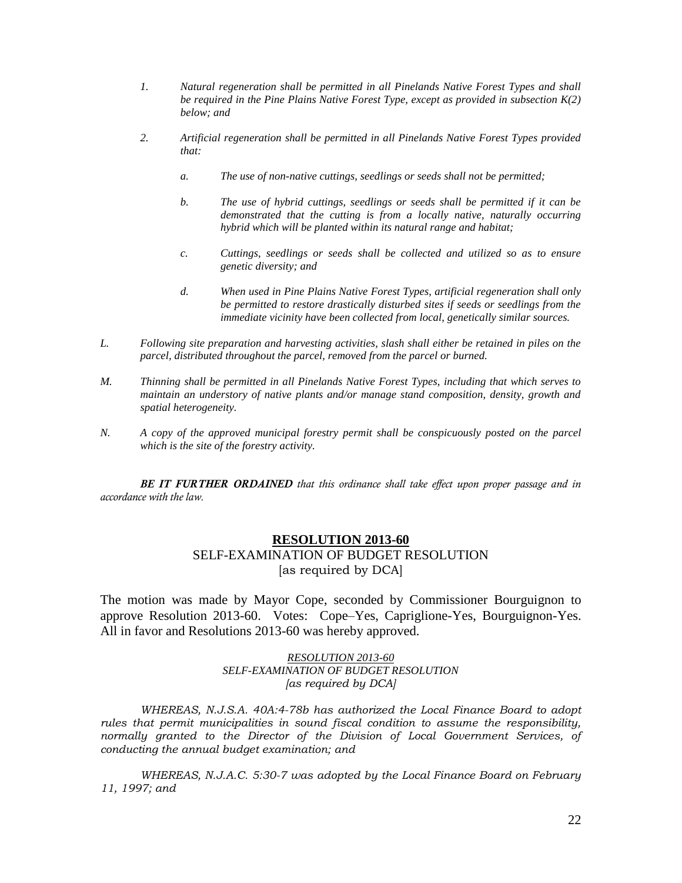1. *Natural regeneration shall be permitted in all Pinelands Native Forest Types and shall be required in the Pine Plains Native Forest Type, except as provided in subsection K(2) below; and*

2. *Artificial regeneration shall be permitted in all Pinelands Native Forest Types provided that:*

    a. *The use of non-native cuttings, seedlings or seeds shall not be permitted;*

    b. *The use of hybrid cuttings, seedlings or seeds shall be permitted if it can be demonstrated that the cutting is from a locally native, naturally occurring hybrid which will be planted within its natural range and habitat;*

    c. *Cuttings, seedlings or seeds shall be collected and utilized so as to ensure genetic diversity; and*

    d. *When used in Pine Plains Native Forest Types, artificial regeneration shall only be permitted to restore drastically disturbed sites if seeds or seedlings from the immediate vicinity have been collected from local, genetically similar sources.*

L. *Following site preparation and harvesting activities, slash shall either be retained in piles on the parcel, distributed throughout the parcel, removed from the parcel or burned.*

M. *Thinning shall be permitted in all Pinelands Native Forest Types, including that which serves to maintain an understory of native plants and/or manage stand composition, density, growth and spatial heterogeneity.*

N. *A copy of the approved municipal forestry permit shall be conspicuously posted on the parcel which is the site of the forestry activity.*

***BE IT FURTHER ORDAINED*** *that this ordinance shall take effect upon proper passage and in accordance with the law.*

## RESOLUTION 2013-60

SELF-EXAMINATION OF BUDGET RESOLUTION
[as required by DCA]

The motion was made by Mayor Cope, seconded by Commissioner Bourguignon to approve Resolution 2013-60. Votes: Cope–Yes, Capriglione-Yes, Bourguignon-Yes. All in favor and Resolutions 2013-60 was hereby approved.

*RESOLUTION 2013-60*
*SELF-EXAMINATION OF BUDGET RESOLUTION*
*[as required by DCA]*

*WHEREAS, N.J.S.A. 40A:4-78b has authorized the Local Finance Board to adopt rules that permit municipalities in sound fiscal condition to assume the responsibility, normally granted to the Director of the Division of Local Government Services, of conducting the annual budget examination; and*

*WHEREAS, N.J.A.C. 5:30-7 was adopted by the Local Finance Board on February 11, 1997; and*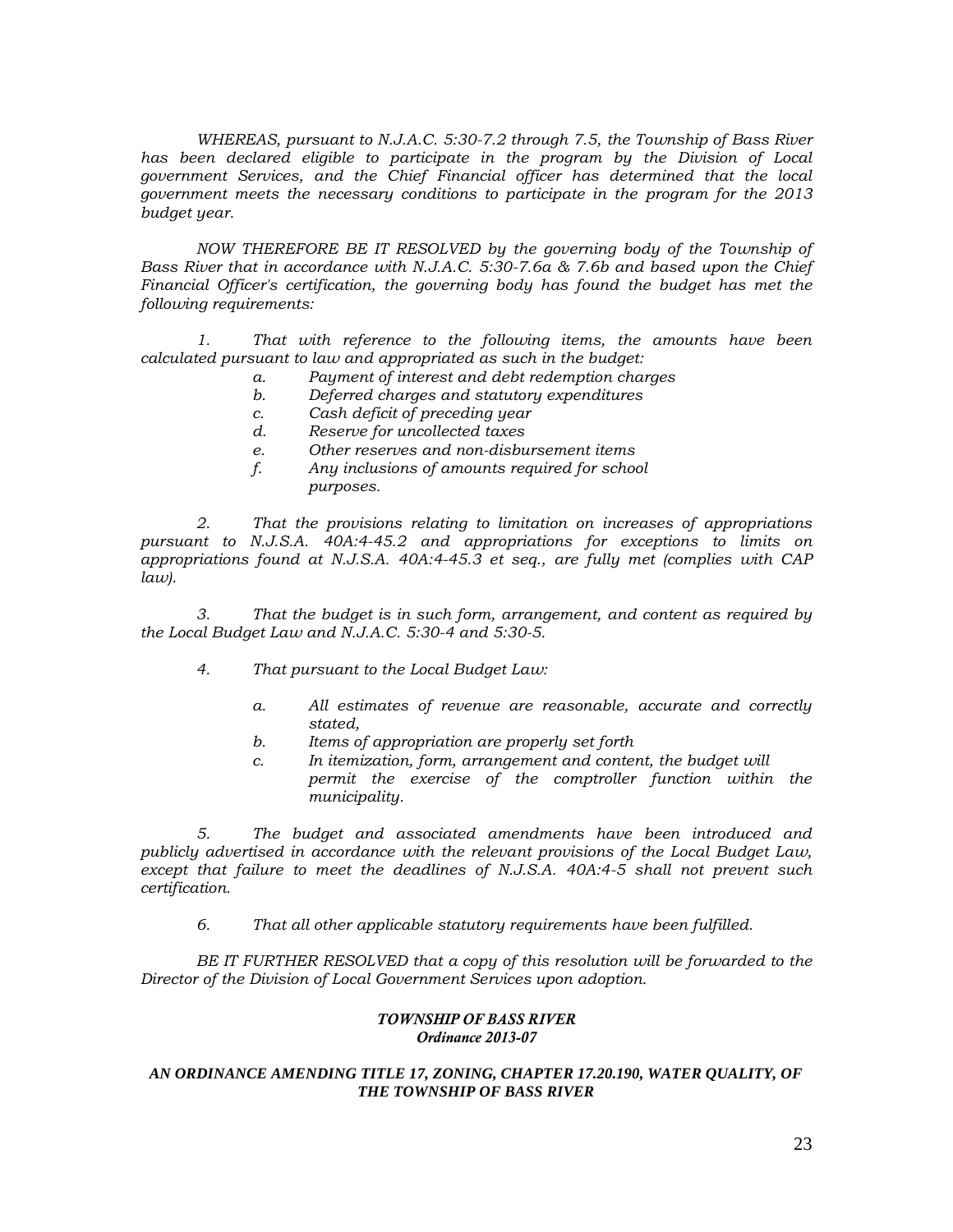*WHEREAS, pursuant to N.J.A.C. 5:30-7.2 through 7.5, the Township of Bass River has been declared eligible to participate in the program by the Division of Local government Services, and the Chief Financial officer has determined that the local government meets the necessary conditions to participate in the program for the 2013 budget year.*

*NOW THEREFORE BE IT RESOLVED by the governing body of the Township of Bass River that in accordance with N.J.A.C. 5:30-7.6a & 7.6b and based upon the Chief Financial Officer's certification, the governing body has found the budget has met the following requirements:*

*1. That with reference to the following items, the amounts have been calculated pursuant to law and appropriated as such in the budget:*

- *a. Payment of interest and debt redemption charges*
- *b. Deferred charges and statutory expenditures*
- *c. Cash deficit of preceding year*
- *d. Reserve for uncollected taxes*
- *e. Other reserves and non-disbursement items*
- *f. Any inclusions of amounts required for school purposes.*

*2. That the provisions relating to limitation on increases of appropriations pursuant to N.J.S.A. 40A:4-45.2 and appropriations for exceptions to limits on appropriations found at N.J.S.A. 40A:4-45.3 et seq., are fully met (complies with CAP law).*

*3. That the budget is in such form, arrangement, and content as required by the Local Budget Law and N.J.A.C. 5:30-4 and 5:30-5.*

*4. That pursuant to the Local Budget Law:*

- *a. All estimates of revenue are reasonable, accurate and correctly stated,*
- *b. Items of appropriation are properly set forth*
- *c. In itemization, form, arrangement and content, the budget will permit the exercise of the comptroller function within the municipality.*

*5. The budget and associated amendments have been introduced and publicly advertised in accordance with the relevant provisions of the Local Budget Law, except that failure to meet the deadlines of N.J.S.A. 40A:4-5 shall not prevent such certification.*

*6. That all other applicable statutory requirements have been fulfilled.*

*BE IT FURTHER RESOLVED that a copy of this resolution will be forwarded to the Director of the Division of Local Government Services upon adoption.*

***TOWNSHIP OF BASS RIVER***
***Ordinance 2013-07***

***AN ORDINANCE AMENDING TITLE 17, ZONING, CHAPTER 17.20.190, WATER QUALITY, OF THE TOWNSHIP OF BASS RIVER***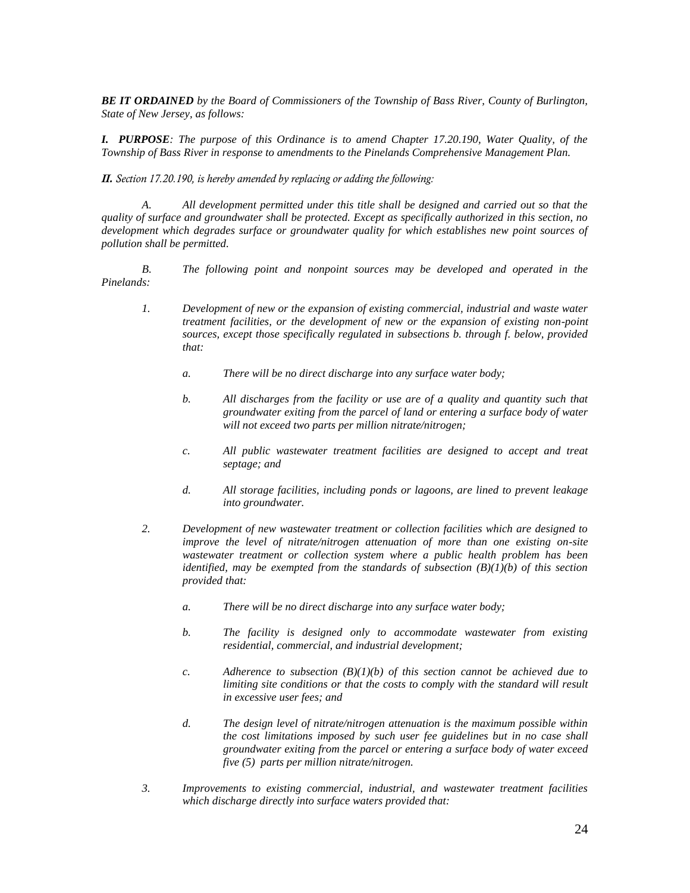***BE IT ORDAINED*** *by the Board of Commissioners of the Township of Bass River, County of Burlington, State of New Jersey, as follows:*

***I. PURPOSE****: The purpose of this Ordinance is to amend Chapter 17.20.190, Water Quality, of the Township of Bass River in response to amendments to the Pinelands Comprehensive Management Plan.*

***II.*** *Section 17.20.190, is hereby amended by replacing or adding the following:*

*A. All development permitted under this title shall be designed and carried out so that the quality of surface and groundwater shall be protected. Except as specifically authorized in this section, no development which degrades surface or groundwater quality for which establishes new point sources of pollution shall be permitted.*

*B. The following point and nonpoint sources may be developed and operated in the Pinelands:*

1. *Development of new or the expansion of existing commercial, industrial and waste water treatment facilities, or the development of new or the expansion of existing non-point sources, except those specifically regulated in subsections b. through f. below, provided that:*

   a. *There will be no direct discharge into any surface water body;*

   b. *All discharges from the facility or use are of a quality and quantity such that groundwater exiting from the parcel of land or entering a surface body of water will not exceed two parts per million nitrate/nitrogen;*

   c. *All public wastewater treatment facilities are designed to accept and treat septage; and*

   d. *All storage facilities, including ponds or lagoons, are lined to prevent leakage into groundwater.*

2. *Development of new wastewater treatment or collection facilities which are designed to improve the level of nitrate/nitrogen attenuation of more than one existing on-site wastewater treatment or collection system where a public health problem has been identified, may be exempted from the standards of subsection (B)(1)(b) of this section provided that:*

   a. *There will be no direct discharge into any surface water body;*

   b. *The facility is designed only to accommodate wastewater from existing residential, commercial, and industrial development;*

   c. *Adherence to subsection (B)(1)(b) of this section cannot be achieved due to limiting site conditions or that the costs to comply with the standard will result in excessive user fees; and*

   d. *The design level of nitrate/nitrogen attenuation is the maximum possible within the cost limitations imposed by such user fee guidelines but in no case shall groundwater exiting from the parcel or entering a surface body of water exceed five (5) parts per million nitrate/nitrogen.*

3. *Improvements to existing commercial, industrial, and wastewater treatment facilities which discharge directly into surface waters provided that:*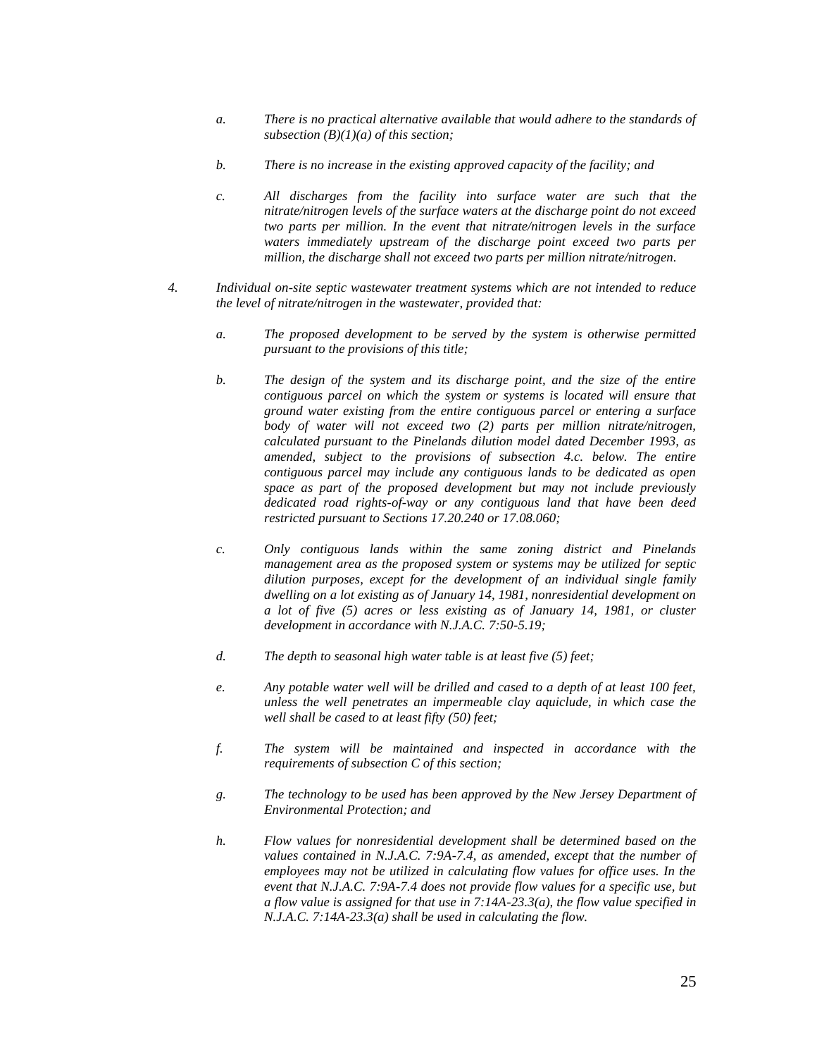*a. There is no practical alternative available that would adhere to the standards of subsection (B)(1)(a) of this section;*

*b. There is no increase in the existing approved capacity of the facility; and*

*c. All discharges from the facility into surface water are such that the nitrate/nitrogen levels of the surface waters at the discharge point do not exceed two parts per million. In the event that nitrate/nitrogen levels in the surface waters immediately upstream of the discharge point exceed two parts per million, the discharge shall not exceed two parts per million nitrate/nitrogen.*

*4. Individual on-site septic wastewater treatment systems which are not intended to reduce the level of nitrate/nitrogen in the wastewater, provided that:*

*a. The proposed development to be served by the system is otherwise permitted pursuant to the provisions of this title;*

*b. The design of the system and its discharge point, and the size of the entire contiguous parcel on which the system or systems is located will ensure that ground water existing from the entire contiguous parcel or entering a surface body of water will not exceed two (2) parts per million nitrate/nitrogen, calculated pursuant to the Pinelands dilution model dated December 1993, as amended, subject to the provisions of subsection 4.c. below. The entire contiguous parcel may include any contiguous lands to be dedicated as open space as part of the proposed development but may not include previously dedicated road rights-of-way or any contiguous land that have been deed restricted pursuant to Sections 17.20.240 or 17.08.060;*

*c. Only contiguous lands within the same zoning district and Pinelands management area as the proposed system or systems may be utilized for septic dilution purposes, except for the development of an individual single family dwelling on a lot existing as of January 14, 1981, nonresidential development on a lot of five (5) acres or less existing as of January 14, 1981, or cluster development in accordance with N.J.A.C. 7:50-5.19;*

*d. The depth to seasonal high water table is at least five (5) feet;*

*e. Any potable water well will be drilled and cased to a depth of at least 100 feet, unless the well penetrates an impermeable clay aquiclude, in which case the well shall be cased to at least fifty (50) feet;*

*f. The system will be maintained and inspected in accordance with the requirements of subsection C of this section;*

*g. The technology to be used has been approved by the New Jersey Department of Environmental Protection; and*

*h. Flow values for nonresidential development shall be determined based on the values contained in N.J.A.C. 7:9A-7.4, as amended, except that the number of employees may not be utilized in calculating flow values for office uses. In the event that N.J.A.C. 7:9A-7.4 does not provide flow values for a specific use, but a flow value is assigned for that use in 7:14A-23.3(a), the flow value specified in N.J.A.C. 7:14A-23.3(a) shall be used in calculating the flow.*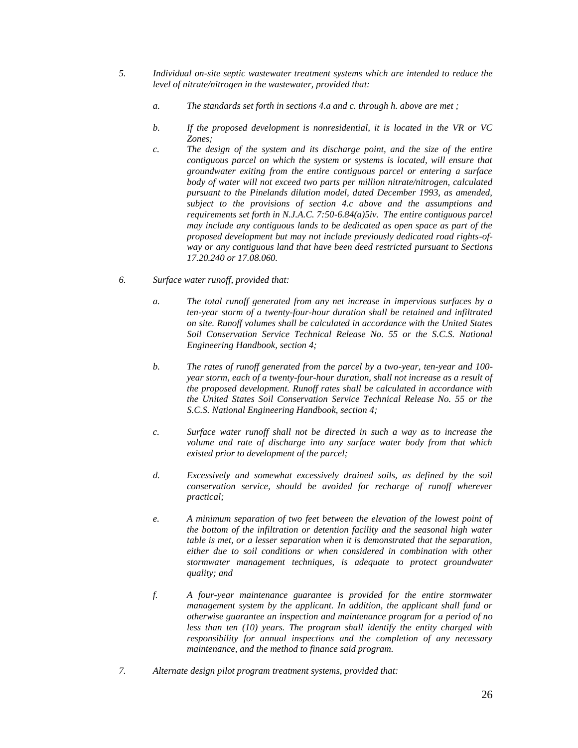5. *Individual on-site septic wastewater treatment systems which are intended to reduce the level of nitrate/nitrogen in the wastewater, provided that:*

   a. *The standards set forth in sections 4.a and c. through h. above are met ;*

   b. *If the proposed development is nonresidential, it is located in the VR or VC Zones;*

   c. *The design of the system and its discharge point, and the size of the entire contiguous parcel on which the system or systems is located, will ensure that groundwater exiting from the entire contiguous parcel or entering a surface body of water will not exceed two parts per million nitrate/nitrogen, calculated pursuant to the Pinelands dilution model, dated December 1993, as amended, subject to the provisions of section 4.c above and the assumptions and requirements set forth in N.J.A.C. 7:50-6.84(a)5iv. The entire contiguous parcel may include any contiguous lands to be dedicated as open space as part of the proposed development but may not include previously dedicated road rights-of-way or any contiguous land that have been deed restricted pursuant to Sections 17.20.240 or 17.08.060.*

6. *Surface water runoff, provided that:*

   a. *The total runoff generated from any net increase in impervious surfaces by a ten-year storm of a twenty-four-hour duration shall be retained and infiltrated on site. Runoff volumes shall be calculated in accordance with the United States Soil Conservation Service Technical Release No. 55 or the S.C.S. National Engineering Handbook, section 4;*

   b. *The rates of runoff generated from the parcel by a two-year, ten-year and 100-year storm, each of a twenty-four-hour duration, shall not increase as a result of the proposed development. Runoff rates shall be calculated in accordance with the United States Soil Conservation Service Technical Release No. 55 or the S.C.S. National Engineering Handbook, section 4;*

   c. *Surface water runoff shall not be directed in such a way as to increase the volume and rate of discharge into any surface water body from that which existed prior to development of the parcel;*

   d. *Excessively and somewhat excessively drained soils, as defined by the soil conservation service, should be avoided for recharge of runoff wherever practical;*

   e. *A minimum separation of two feet between the elevation of the lowest point of the bottom of the infiltration or detention facility and the seasonal high water table is met, or a lesser separation when it is demonstrated that the separation, either due to soil conditions or when considered in combination with other stormwater management techniques, is adequate to protect groundwater quality; and*

   f. *A four-year maintenance guarantee is provided for the entire stormwater management system by the applicant. In addition, the applicant shall fund or otherwise guarantee an inspection and maintenance program for a period of no less than ten (10) years. The program shall identify the entity charged with responsibility for annual inspections and the completion of any necessary maintenance, and the method to finance said program.*

7. *Alternate design pilot program treatment systems, provided that:*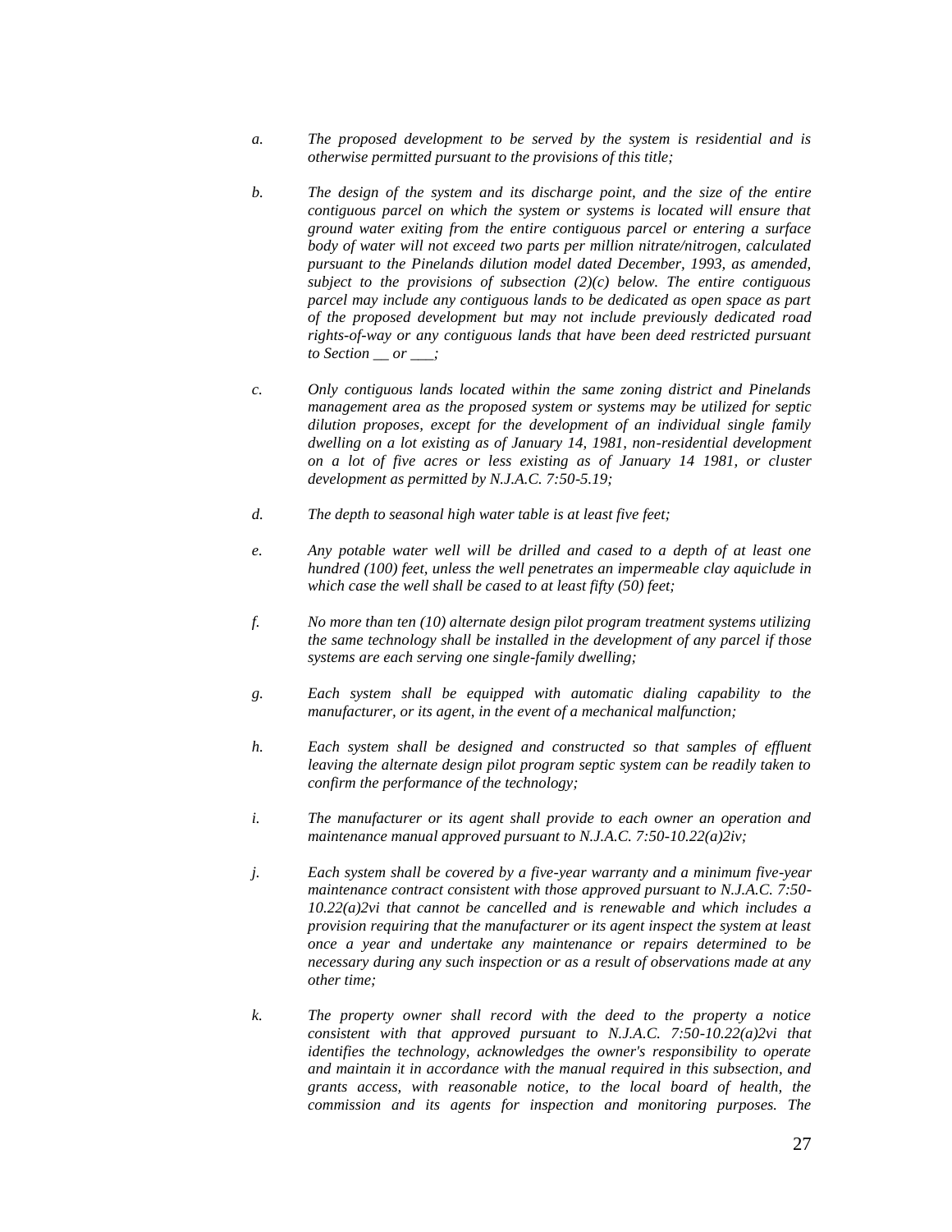*a. The proposed development to be served by the system is residential and is otherwise permitted pursuant to the provisions of this title;*

*b. The design of the system and its discharge point, and the size of the entire contiguous parcel on which the system or systems is located will ensure that ground water exiting from the entire contiguous parcel or entering a surface body of water will not exceed two parts per million nitrate/nitrogen, calculated pursuant to the Pinelands dilution model dated December, 1993, as amended, subject to the provisions of subsection (2)(c) below. The entire contiguous parcel may include any contiguous lands to be dedicated as open space as part of the proposed development but may not include previously dedicated road rights-of-way or any contiguous lands that have been deed restricted pursuant to Section __ or ___;*

*c. Only contiguous lands located within the same zoning district and Pinelands management area as the proposed system or systems may be utilized for septic dilution proposes, except for the development of an individual single family dwelling on a lot existing as of January 14, 1981, non-residential development on a lot of five acres or less existing as of January 14 1981, or cluster development as permitted by N.J.A.C. 7:50-5.19;*

*d. The depth to seasonal high water table is at least five feet;*

*e. Any potable water well will be drilled and cased to a depth of at least one hundred (100) feet, unless the well penetrates an impermeable clay aquiclude in which case the well shall be cased to at least fifty (50) feet;*

*f. No more than ten (10) alternate design pilot program treatment systems utilizing the same technology shall be installed in the development of any parcel if those systems are each serving one single-family dwelling;*

*g. Each system shall be equipped with automatic dialing capability to the manufacturer, or its agent, in the event of a mechanical malfunction;*

*h. Each system shall be designed and constructed so that samples of effluent leaving the alternate design pilot program septic system can be readily taken to confirm the performance of the technology;*

*i. The manufacturer or its agent shall provide to each owner an operation and maintenance manual approved pursuant to N.J.A.C. 7:50-10.22(a)2iv;*

*j. Each system shall be covered by a five-year warranty and a minimum five-year maintenance contract consistent with those approved pursuant to N.J.A.C. 7:50-10.22(a)2vi that cannot be cancelled and is renewable and which includes a provision requiring that the manufacturer or its agent inspect the system at least once a year and undertake any maintenance or repairs determined to be necessary during any such inspection or as a result of observations made at any other time;*

*k. The property owner shall record with the deed to the property a notice consistent with that approved pursuant to N.J.A.C. 7:50-10.22(a)2vi that identifies the technology, acknowledges the owner's responsibility to operate and maintain it in accordance with the manual required in this subsection, and grants access, with reasonable notice, to the local board of health, the commission and its agents for inspection and monitoring purposes. The*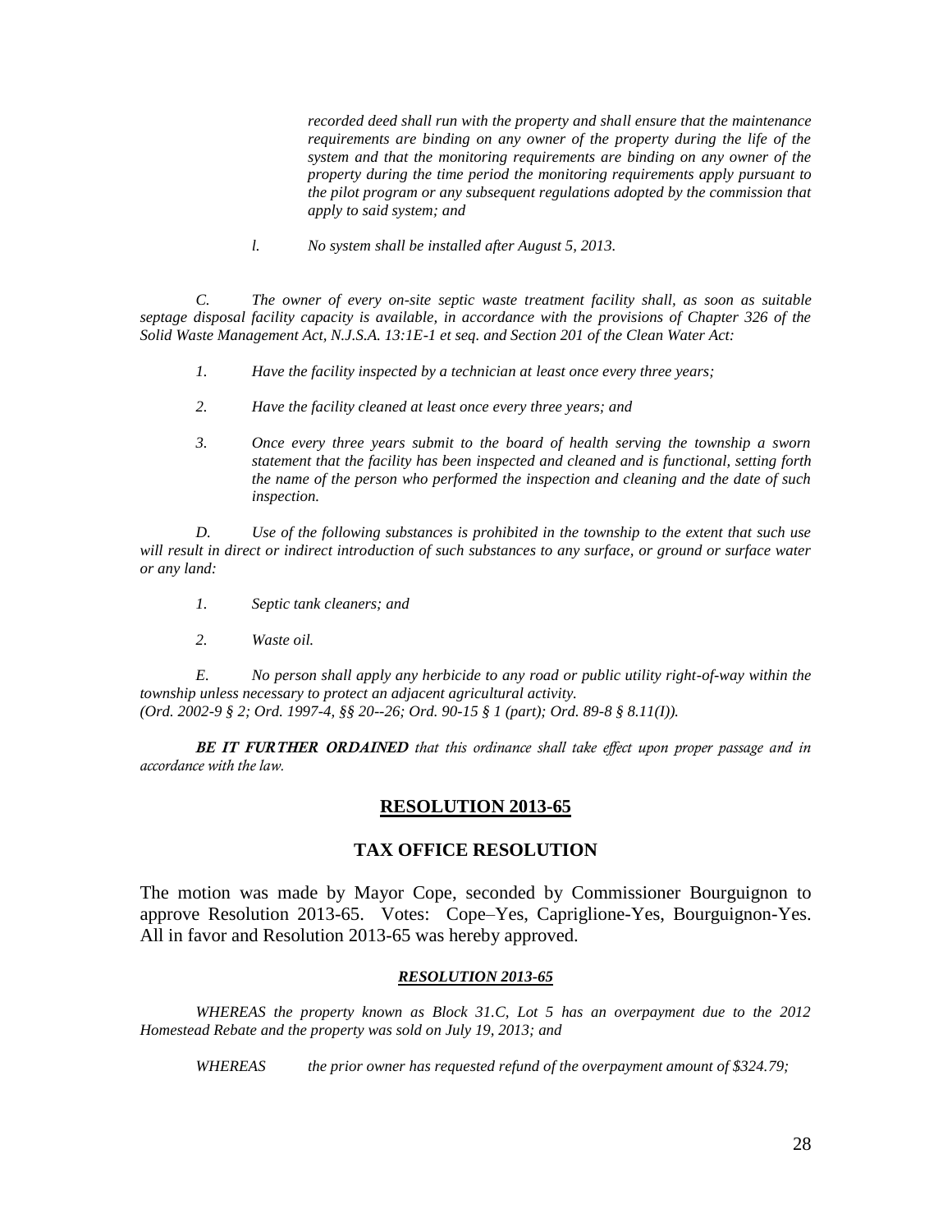*recorded deed shall run with the property and shall ensure that the maintenance requirements are binding on any owner of the property during the life of the system and that the monitoring requirements are binding on any owner of the property during the time period the monitoring requirements apply pursuant to the pilot program or any subsequent regulations adopted by the commission that apply to said system; and*

*l. No system shall be installed after August 5, 2013.*

*C. The owner of every on-site septic waste treatment facility shall, as soon as suitable septage disposal facility capacity is available, in accordance with the provisions of Chapter 326 of the Solid Waste Management Act, N.J.S.A. 13:1E-1 et seq. and Section 201 of the Clean Water Act:*

*1. Have the facility inspected by a technician at least once every three years;*

*2. Have the facility cleaned at least once every three years; and*

*3. Once every three years submit to the board of health serving the township a sworn statement that the facility has been inspected and cleaned and is functional, setting forth the name of the person who performed the inspection and cleaning and the date of such inspection.*

*D. Use of the following substances is prohibited in the township to the extent that such use will result in direct or indirect introduction of such substances to any surface, or ground or surface water or any land:*

*1. Septic tank cleaners; and*

*2. Waste oil.*

*E. No person shall apply any herbicide to any road or public utility right-of-way within the township unless necessary to protect an adjacent agricultural activity.*
*(Ord. 2002-9 § 2; Ord. 1997-4, §§ 20--26; Ord. 90-15 § 1 (part); Ord. 89-8 § 8.11(I)).*

***BE IT FURTHER ORDAINED*** *that this ordinance shall take effect upon proper passage and in accordance with the law.*

## RESOLUTION 2013-65

## TAX OFFICE RESOLUTION

The motion was made by Mayor Cope, seconded by Commissioner Bourguignon to approve Resolution 2013-65. Votes: Cope–Yes, Capriglione-Yes, Bourguignon-Yes. All in favor and Resolution 2013-65 was hereby approved.

***RESOLUTION 2013-65***

*WHEREAS the property known as Block 31.C, Lot 5 has an overpayment due to the 2012 Homestead Rebate and the property was sold on July 19, 2013; and*

*WHEREAS the prior owner has requested refund of the overpayment amount of $324.79;*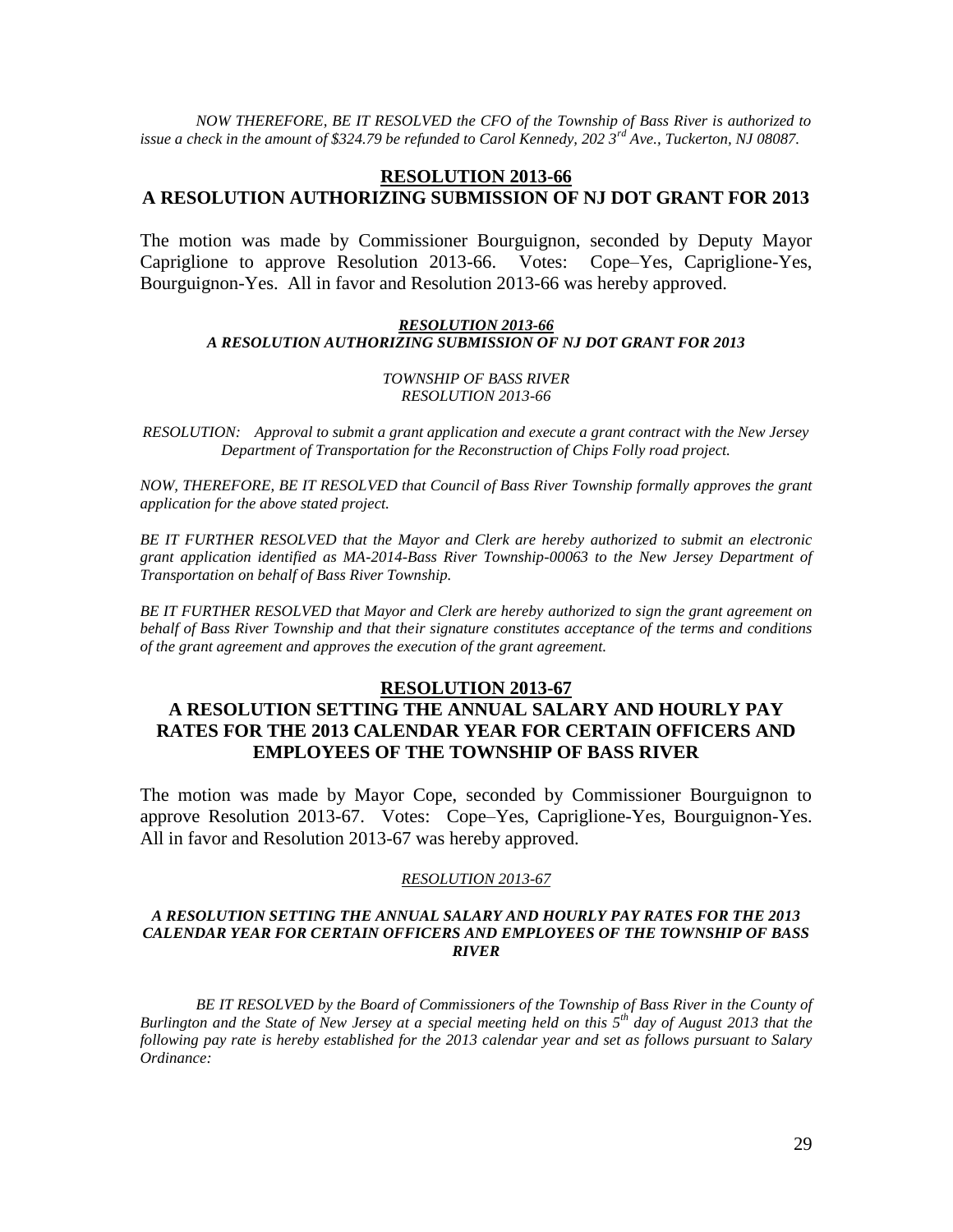*NOW THEREFORE, BE IT RESOLVED the CFO of the Township of Bass River is authorized to issue a check in the amount of $324.79 be refunded to Carol Kennedy, 202 3rd Ave., Tuckerton, NJ 08087.*

## RESOLUTION 2013-66
## A RESOLUTION AUTHORIZING SUBMISSION OF NJ DOT GRANT FOR 2013

The motion was made by Commissioner Bourguignon, seconded by Deputy Mayor Capriglione to approve Resolution 2013-66. Votes: Cope–Yes, Capriglione-Yes, Bourguignon-Yes. All in favor and Resolution 2013-66 was hereby approved.

***RESOLUTION 2013-66***
***A RESOLUTION AUTHORIZING SUBMISSION OF NJ DOT GRANT FOR 2013***

*TOWNSHIP OF BASS RIVER*
*RESOLUTION 2013-66*

*RESOLUTION: Approval to submit a grant application and execute a grant contract with the New Jersey Department of Transportation for the Reconstruction of Chips Folly road project.*

*NOW, THEREFORE, BE IT RESOLVED that Council of Bass River Township formally approves the grant application for the above stated project.*

*BE IT FURTHER RESOLVED that the Mayor and Clerk are hereby authorized to submit an electronic grant application identified as MA-2014-Bass River Township-00063 to the New Jersey Department of Transportation on behalf of Bass River Township.*

*BE IT FURTHER RESOLVED that Mayor and Clerk are hereby authorized to sign the grant agreement on behalf of Bass River Township and that their signature constitutes acceptance of the terms and conditions of the grant agreement and approves the execution of the grant agreement.*

## RESOLUTION 2013-67
## A RESOLUTION SETTING THE ANNUAL SALARY AND HOURLY PAY RATES FOR THE 2013 CALENDAR YEAR FOR CERTAIN OFFICERS AND EMPLOYEES OF THE TOWNSHIP OF BASS RIVER

The motion was made by Mayor Cope, seconded by Commissioner Bourguignon to approve Resolution 2013-67. Votes: Cope–Yes, Capriglione-Yes, Bourguignon-Yes. All in favor and Resolution 2013-67 was hereby approved.

*RESOLUTION 2013-67*

***A RESOLUTION SETTING THE ANNUAL SALARY AND HOURLY PAY RATES FOR THE 2013 CALENDAR YEAR FOR CERTAIN OFFICERS AND EMPLOYEES OF THE TOWNSHIP OF BASS RIVER***

*BE IT RESOLVED by the Board of Commissioners of the Township of Bass River in the County of Burlington and the State of New Jersey at a special meeting held on this 5th day of August 2013 that the following pay rate is hereby established for the 2013 calendar year and set as follows pursuant to Salary Ordinance:*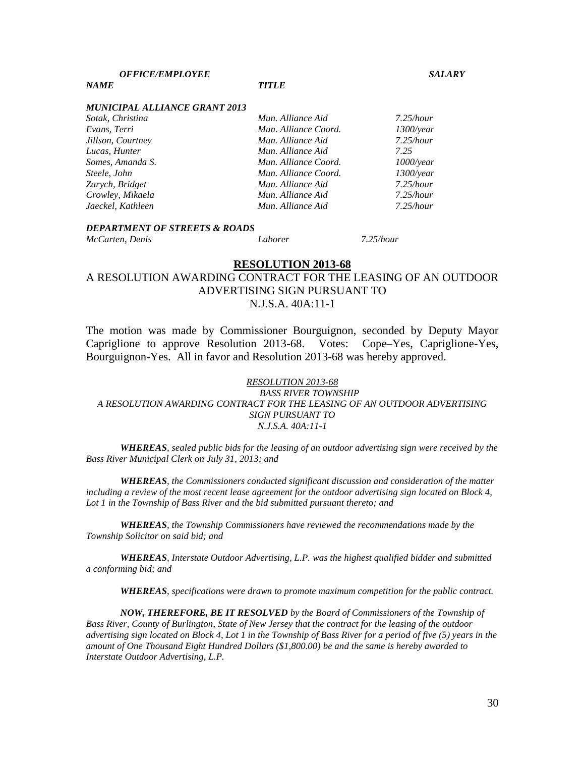| ***OFFICE/EMPLOYEE NAME*** | ***TITLE*** | ***SALARY*** |
|---|---|---|
| ***MUNICIPAL ALLIANCE GRANT 2013*** | | |
| *Sotak, Christina* | *Mun. Alliance Aid* | *7.25/hour* |
| *Evans, Terri* | *Mun. Alliance Coord.* | *1300/year* |
| *Jillson, Courtney* | *Mun. Alliance Aid* | *7.25/hour* |
| *Lucas, Hunter* | *Mun. Alliance Aid* | *7.25* |
| *Somes, Amanda S.* | *Mun. Alliance Coord.* | *1000/year* |
| *Steele, John* | *Mun. Alliance Coord.* | *1300/year* |
| *Zarych, Bridget* | *Mun. Alliance Aid* | *7.25/hour* |
| *Crowley, Mikaela* | *Mun. Alliance Aid* | *7.25/hour* |
| *Jaeckel, Kathleen* | *Mun. Alliance Aid* | *7.25/hour* |
| ***DEPARTMENT OF STREETS & ROADS*** | | |
| *McCarten, Denis* | *Laborer* | *7.25/hour* |

## **RESOLUTION 2013-68**

A RESOLUTION AWARDING CONTRACT FOR THE LEASING OF AN OUTDOOR ADVERTISING SIGN PURSUANT TO N.J.S.A. 40A:11-1

The motion was made by Commissioner Bourguignon, seconded by Deputy Mayor Capriglione to approve Resolution 2013-68. Votes: Cope–Yes, Capriglione-Yes, Bourguignon-Yes. All in favor and Resolution 2013-68 was hereby approved.

*RESOLUTION 2013-68*
*BASS RIVER TOWNSHIP*
*A RESOLUTION AWARDING CONTRACT FOR THE LEASING OF AN OUTDOOR ADVERTISING SIGN PURSUANT TO*
*N.J.S.A. 40A:11-1*

***WHEREAS**, sealed public bids for the leasing of an outdoor advertising sign were received by the Bass River Municipal Clerk on July 31, 2013; and*

***WHEREAS**, the Commissioners conducted significant discussion and consideration of the matter including a review of the most recent lease agreement for the outdoor advertising sign located on Block 4, Lot 1 in the Township of Bass River and the bid submitted pursuant thereto; and*

***WHEREAS**, the Township Commissioners have reviewed the recommendations made by the Township Solicitor on said bid; and*

***WHEREAS**, Interstate Outdoor Advertising, L.P. was the highest qualified bidder and submitted a conforming bid; and*

***WHEREAS**, specifications were drawn to promote maximum competition for the public contract.*

***NOW, THEREFORE, BE IT RESOLVED** by the Board of Commissioners of the Township of Bass River, County of Burlington, State of New Jersey that the contract for the leasing of the outdoor advertising sign located on Block 4, Lot 1 in the Township of Bass River for a period of five (5) years in the amount of One Thousand Eight Hundred Dollars ($1,800.00) be and the same is hereby awarded to Interstate Outdoor Advertising, L.P.*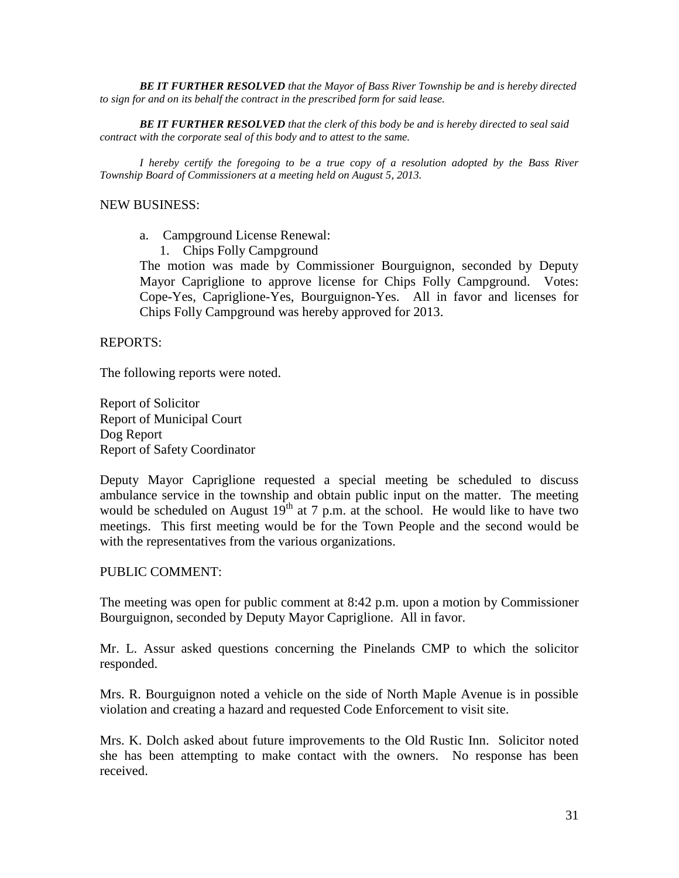***BE IT FURTHER RESOLVED*** *that the Mayor of Bass River Township be and is hereby directed to sign for and on its behalf the contract in the prescribed form for said lease.*

***BE IT FURTHER RESOLVED*** *that the clerk of this body be and is hereby directed to seal said contract with the corporate seal of this body and to attest to the same.*

*I hereby certify the foregoing to be a true copy of a resolution adopted by the Bass River Township Board of Commissioners at a meeting held on August 5, 2013.*

NEW BUSINESS:

a. Campground License Renewal:
   1. Chips Folly Campground

The motion was made by Commissioner Bourguignon, seconded by Deputy Mayor Capriglione to approve license for Chips Folly Campground. Votes: Cope-Yes, Capriglione-Yes, Bourguignon-Yes. All in favor and licenses for Chips Folly Campground was hereby approved for 2013.

REPORTS:

The following reports were noted.

Report of Solicitor
Report of Municipal Court
Dog Report
Report of Safety Coordinator

Deputy Mayor Capriglione requested a special meeting be scheduled to discuss ambulance service in the township and obtain public input on the matter. The meeting would be scheduled on August 19th at 7 p.m. at the school. He would like to have two meetings. This first meeting would be for the Town People and the second would be with the representatives from the various organizations.

PUBLIC COMMENT:

The meeting was open for public comment at 8:42 p.m. upon a motion by Commissioner Bourguignon, seconded by Deputy Mayor Capriglione. All in favor.

Mr. L. Assur asked questions concerning the Pinelands CMP to which the solicitor responded.

Mrs. R. Bourguignon noted a vehicle on the side of North Maple Avenue is in possible violation and creating a hazard and requested Code Enforcement to visit site.

Mrs. K. Dolch asked about future improvements to the Old Rustic Inn. Solicitor noted she has been attempting to make contact with the owners. No response has been received.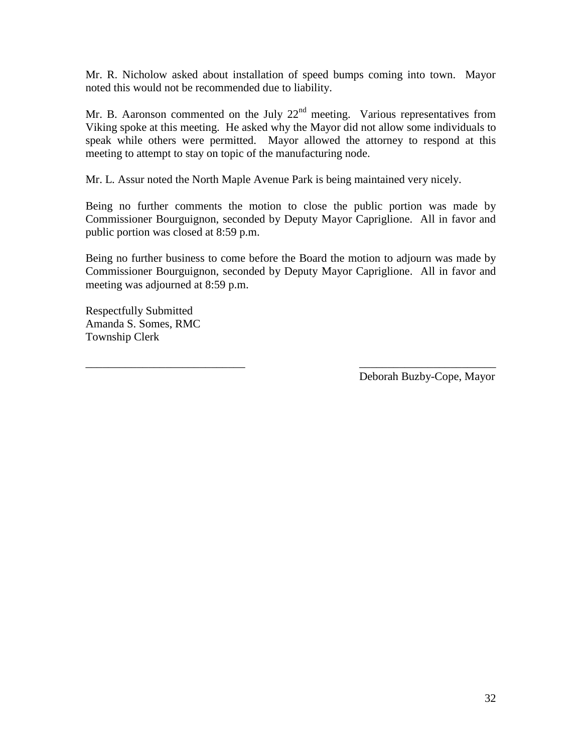Mr. R. Nicholow asked about installation of speed bumps coming into town. Mayor noted this would not be recommended due to liability.

Mr. B. Aaronson commented on the July 22nd meeting. Various representatives from Viking spoke at this meeting. He asked why the Mayor did not allow some individuals to speak while others were permitted. Mayor allowed the attorney to respond at this meeting to attempt to stay on topic of the manufacturing node.

Mr. L. Assur noted the North Maple Avenue Park is being maintained very nicely.

Being no further comments the motion to close the public portion was made by Commissioner Bourguignon, seconded by Deputy Mayor Capriglione. All in favor and public portion was closed at 8:59 p.m.

Being no further business to come before the Board the motion to adjourn was made by Commissioner Bourguignon, seconded by Deputy Mayor Capriglione. All in favor and meeting was adjourned at 8:59 p.m.

Respectfully Submitted
Amanda S. Somes, RMC
Township Clerk

\_\_\_\_\_\_\_\_\_\_\_\_\_\_\_\_\_\_\_\_\_\_\_\_\_\_\_\_ \_\_\_\_\_\_\_\_\_\_\_\_\_\_\_\_\_\_\_\_\_\_\_\_\_\_\_\_

Deborah Buzby-Cope, Mayor